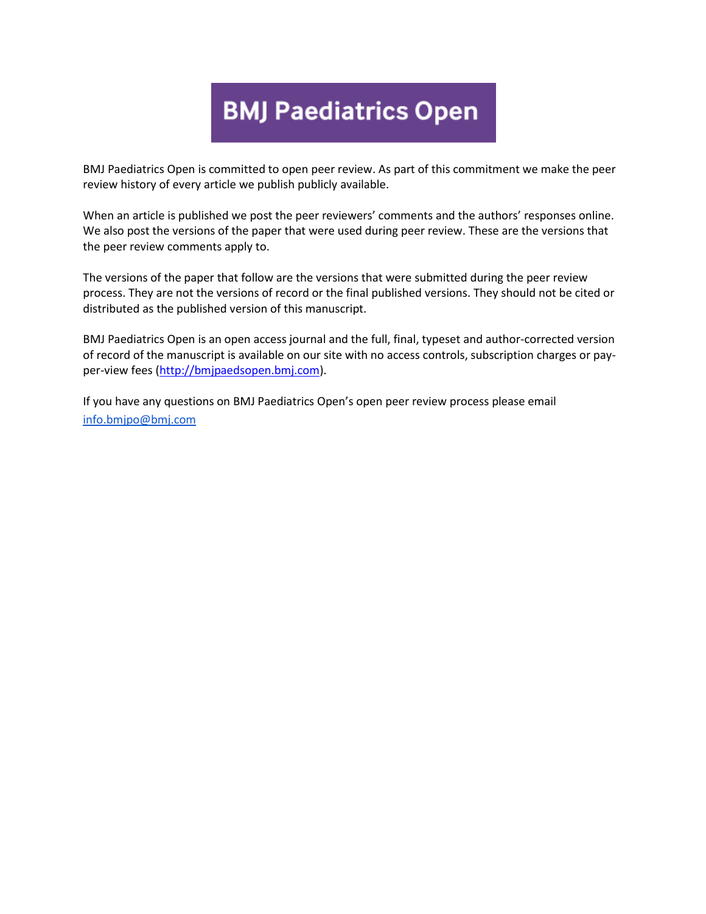# BMJ Paediatrics Open

BMJ Paediatrics Open is committed to open peer review. As part of this commitment we make the peer review history of every article we publish publicly available.

When an article is published we post the peer reviewers' comments and the authors' responses online. We also post the versions of the paper that were used during peer review. These are the versions that the peer review comments apply to.

The versions of the paper that follow are the versions that were submitted during the peer review process. They are not the versions of record or the final published versions. They should not be cited or distributed as the published version of this manuscript.

BMJ Paediatrics Open is an open access journal and the full, final, typeset and author-corrected version of record of the manuscript is available on our site with no access controls, subscription charges or pay-per-view fees (http://bmjpaedsopen.bmj.com).

If you have any questions on BMJ Paediatrics Open's open peer review process please email info.bmjpo@bmj.com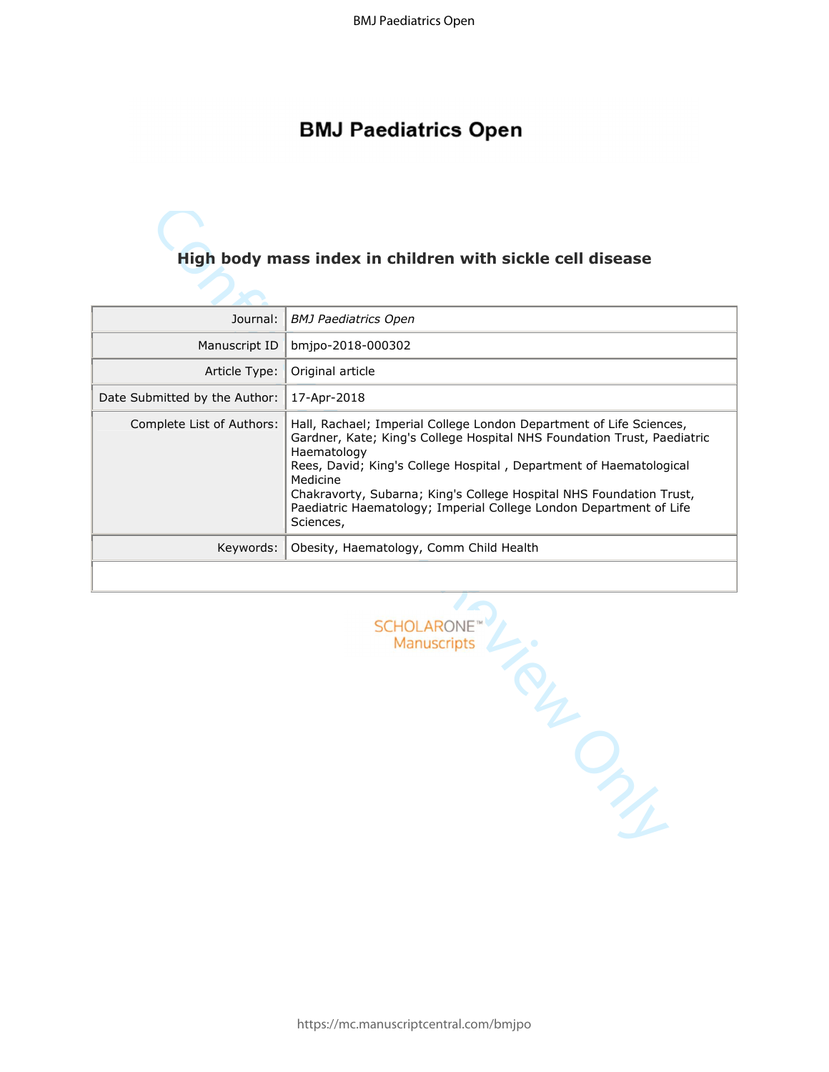# BMJ Paediatrics Open

## High body mass index in children with sickle cell disease

| | |
|---|---|
| Journal: | *BMJ Paediatrics Open* |
| Manuscript ID | bmjpo-2018-000302 |
| Article Type: | Original article |
| Date Submitted by the Author: | 17-Apr-2018 |
| Complete List of Authors: | Hall, Rachael; Imperial College London Department of Life Sciences, Gardner, Kate; King's College Hospital NHS Foundation Trust, Paediatric Haematology Rees, David; King's College Hospital , Department of Haematological Medicine Chakravorty, Subarna; King's College Hospital NHS Foundation Trust, Paediatric Haematology; Imperial College London Department of Life Sciences, |
| Keywords: | Obesity, Haematology, Comm Child Health |

SCHOLARONE™ Manuscripts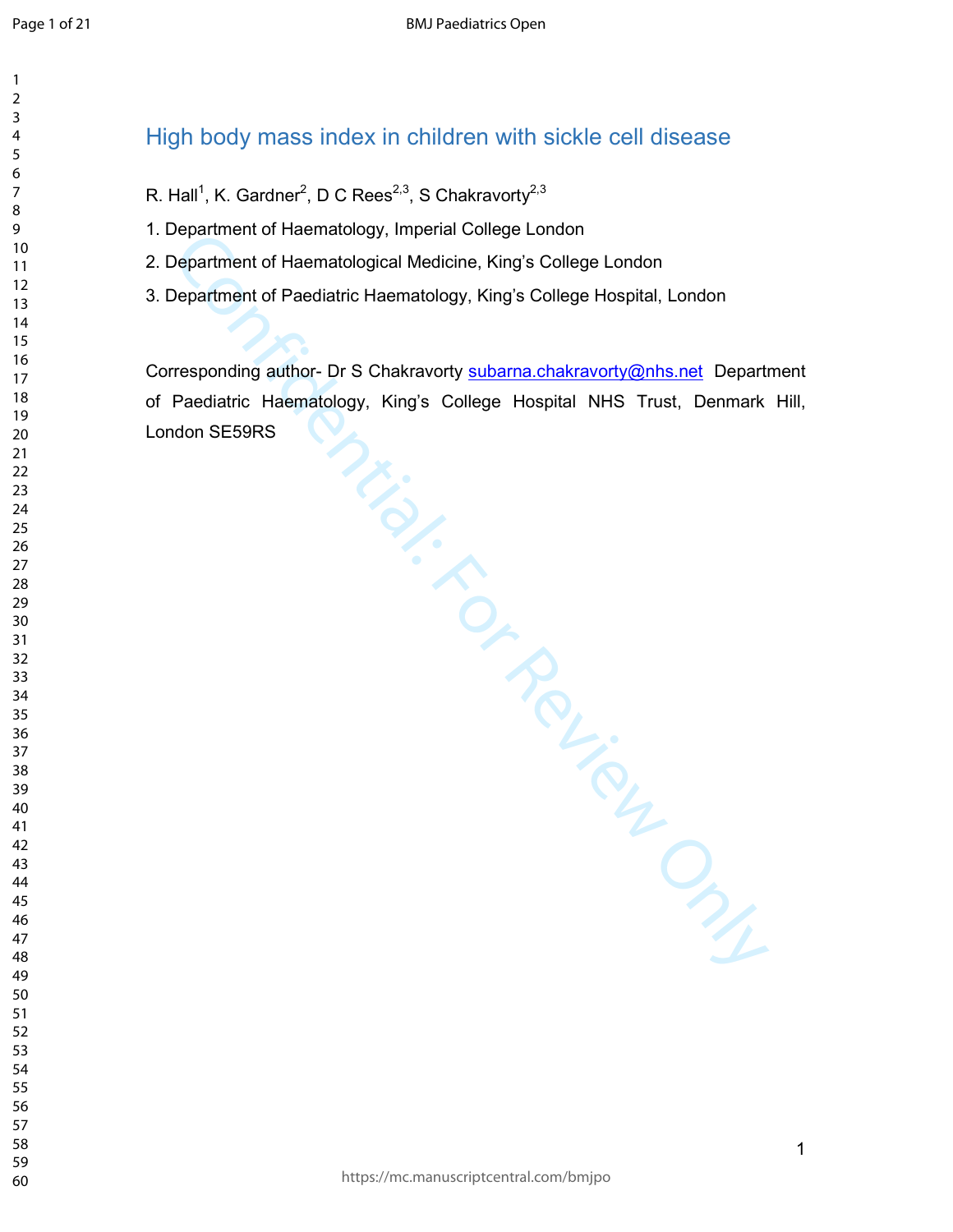# High body mass index in children with sickle cell disease

R. Hall[1], K. Gardner[2], D C Rees[2,3], S Chakravorty[2,3]

1. Department of Haematology, Imperial College London
2. Department of Haematological Medicine, King's College London
3. Department of Paediatric Haematology, King's College Hospital, London

Corresponding author- Dr S Chakravorty subarna.chakravorty@nhs.net Department of Paediatric Haematology, King's College Hospital NHS Trust, Denmark Hill, London SE59RS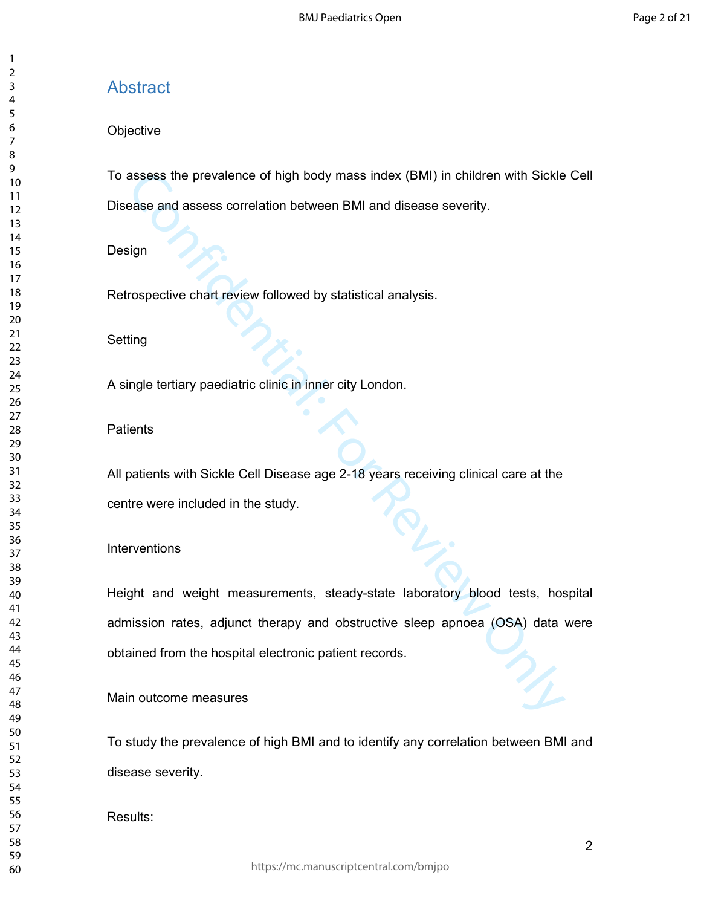## Abstract

Objective

To assess the prevalence of high body mass index (BMI) in children with Sickle Cell Disease and assess correlation between BMI and disease severity.

Design

Retrospective chart review followed by statistical analysis.

Setting

A single tertiary paediatric clinic in inner city London.

Patients

All patients with Sickle Cell Disease age 2-18 years receiving clinical care at the centre were included in the study.

Interventions

Height and weight measurements, steady-state laboratory blood tests, hospital admission rates, adjunct therapy and obstructive sleep apnoea (OSA) data were obtained from the hospital electronic patient records.

Main outcome measures

To study the prevalence of high BMI and to identify any correlation between BMI and disease severity.

Results: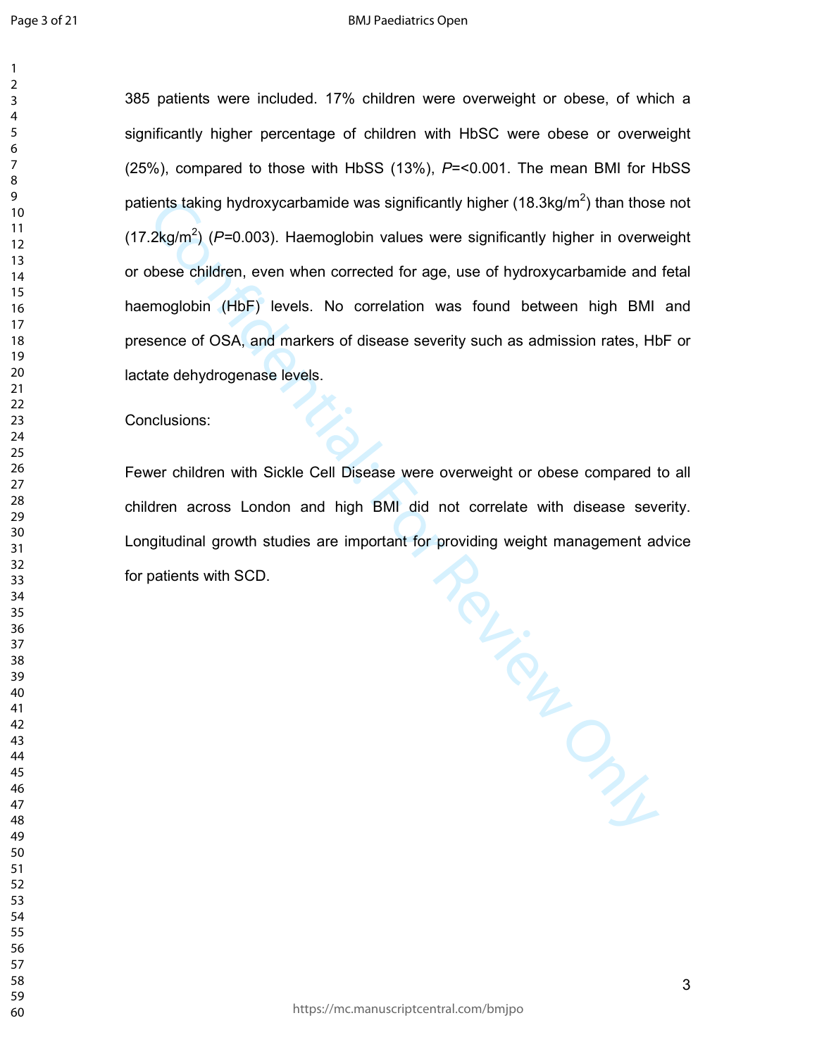385 patients were included. 17% children were overweight or obese, of which a significantly higher percentage of children with HbSC were obese or overweight (25%), compared to those with HbSS (13%), *P*=<0.001. The mean BMI for HbSS patients taking hydroxycarbamide was significantly higher (18.3kg/m$^2$) than those not (17.2kg/m$^2$) (*P*=0.003). Haemoglobin values were significantly higher in overweight or obese children, even when corrected for age, use of hydroxycarbamide and fetal haemoglobin (HbF) levels. No correlation was found between high BMI and presence of OSA, and markers of disease severity such as admission rates, HbF or lactate dehydrogenase levels.

Conclusions:

Fewer children with Sickle Cell Disease were overweight or obese compared to all children across London and high BMI did not correlate with disease severity. Longitudinal growth studies are important for providing weight management advice for patients with SCD.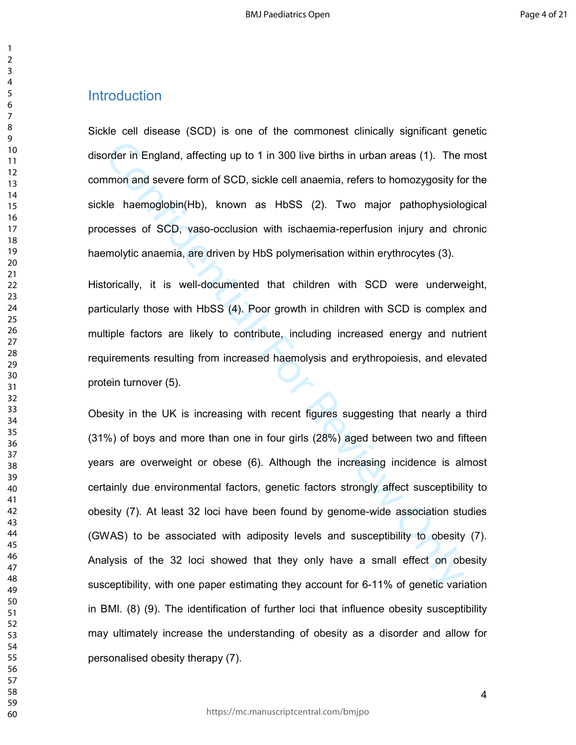## Introduction

Sickle cell disease (SCD) is one of the commonest clinically significant genetic disorder in England, affecting up to 1 in 300 live births in urban areas (1). The most common and severe form of SCD, sickle cell anaemia, refers to homozygosity for the sickle haemoglobin(Hb), known as HbSS (2). Two major pathophysiological processes of SCD, vaso-occlusion with ischaemia-reperfusion injury and chronic haemolytic anaemia, are driven by HbS polymerisation within erythrocytes (3).

Historically, it is well-documented that children with SCD were underweight, particularly those with HbSS (4). Poor growth in children with SCD is complex and multiple factors are likely to contribute, including increased energy and nutrient requirements resulting from increased haemolysis and erythropoiesis, and elevated protein turnover (5).

Obesity in the UK is increasing with recent figures suggesting that nearly a third (31%) of boys and more than one in four girls (28%) aged between two and fifteen years are overweight or obese (6). Although the increasing incidence is almost certainly due environmental factors, genetic factors strongly affect susceptibility to obesity (7). At least 32 loci have been found by genome-wide association studies (GWAS) to be associated with adiposity levels and susceptibility to obesity (7). Analysis of the 32 loci showed that they only have a small effect on obesity susceptibility, with one paper estimating they account for 6-11% of genetic variation in BMI. (8) (9). The identification of further loci that influence obesity susceptibility may ultimately increase the understanding of obesity as a disorder and allow for personalised obesity therapy (7).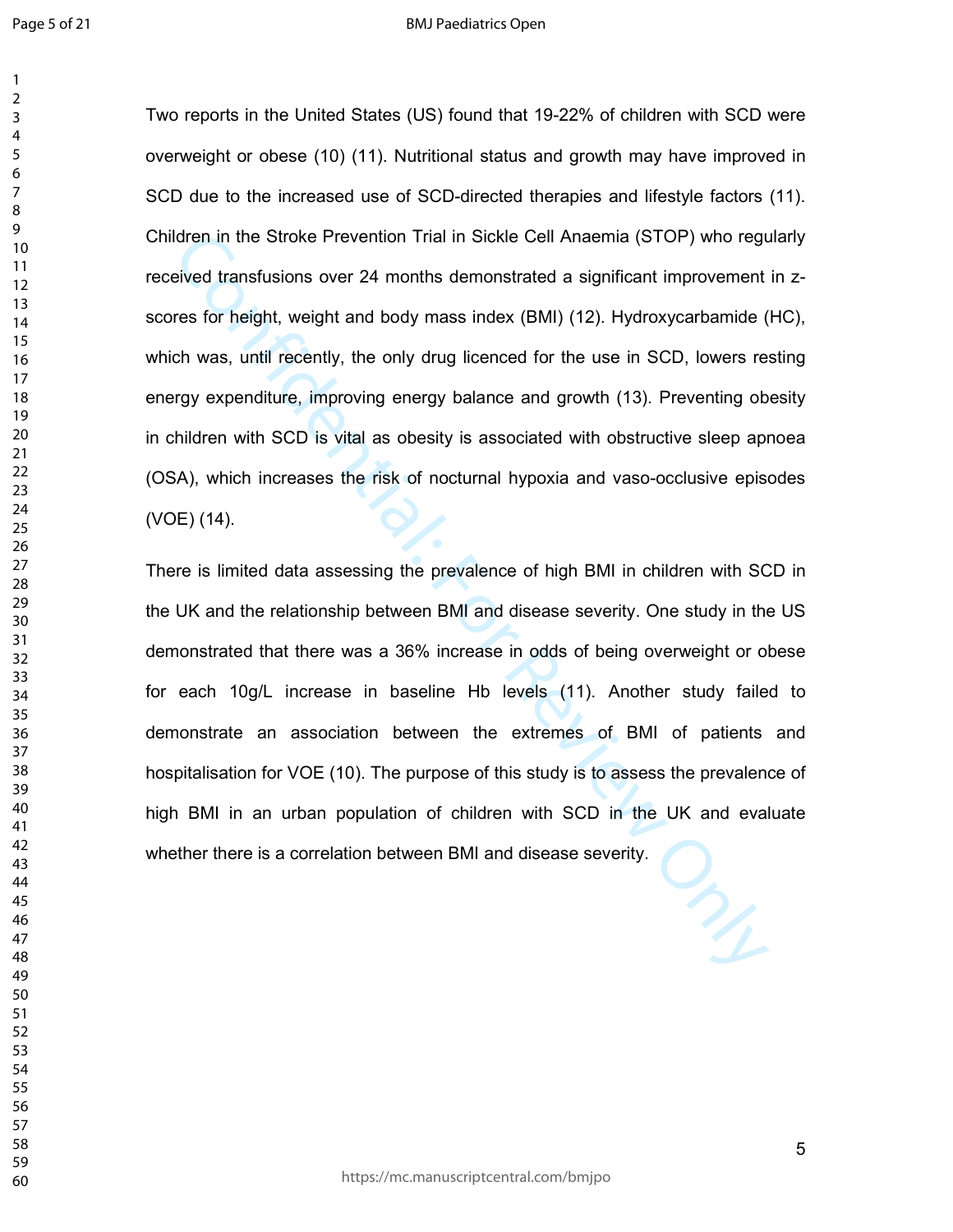Two reports in the United States (US) found that 19-22% of children with SCD were overweight or obese (10) (11). Nutritional status and growth may have improved in SCD due to the increased use of SCD-directed therapies and lifestyle factors (11). Children in the Stroke Prevention Trial in Sickle Cell Anaemia (STOP) who regularly received transfusions over 24 months demonstrated a significant improvement in z-scores for height, weight and body mass index (BMI) (12). Hydroxycarbamide (HC), which was, until recently, the only drug licenced for the use in SCD, lowers resting energy expenditure, improving energy balance and growth (13). Preventing obesity in children with SCD is vital as obesity is associated with obstructive sleep apnoea (OSA), which increases the risk of nocturnal hypoxia and vaso-occlusive episodes (VOE) (14).

There is limited data assessing the prevalence of high BMI in children with SCD in the UK and the relationship between BMI and disease severity. One study in the US demonstrated that there was a 36% increase in odds of being overweight or obese for each 10g/L increase in baseline Hb levels (11). Another study failed to demonstrate an association between the extremes of BMI of patients and hospitalisation for VOE (10). The purpose of this study is to assess the prevalence of high BMI in an urban population of children with SCD in the UK and evaluate whether there is a correlation between BMI and disease severity.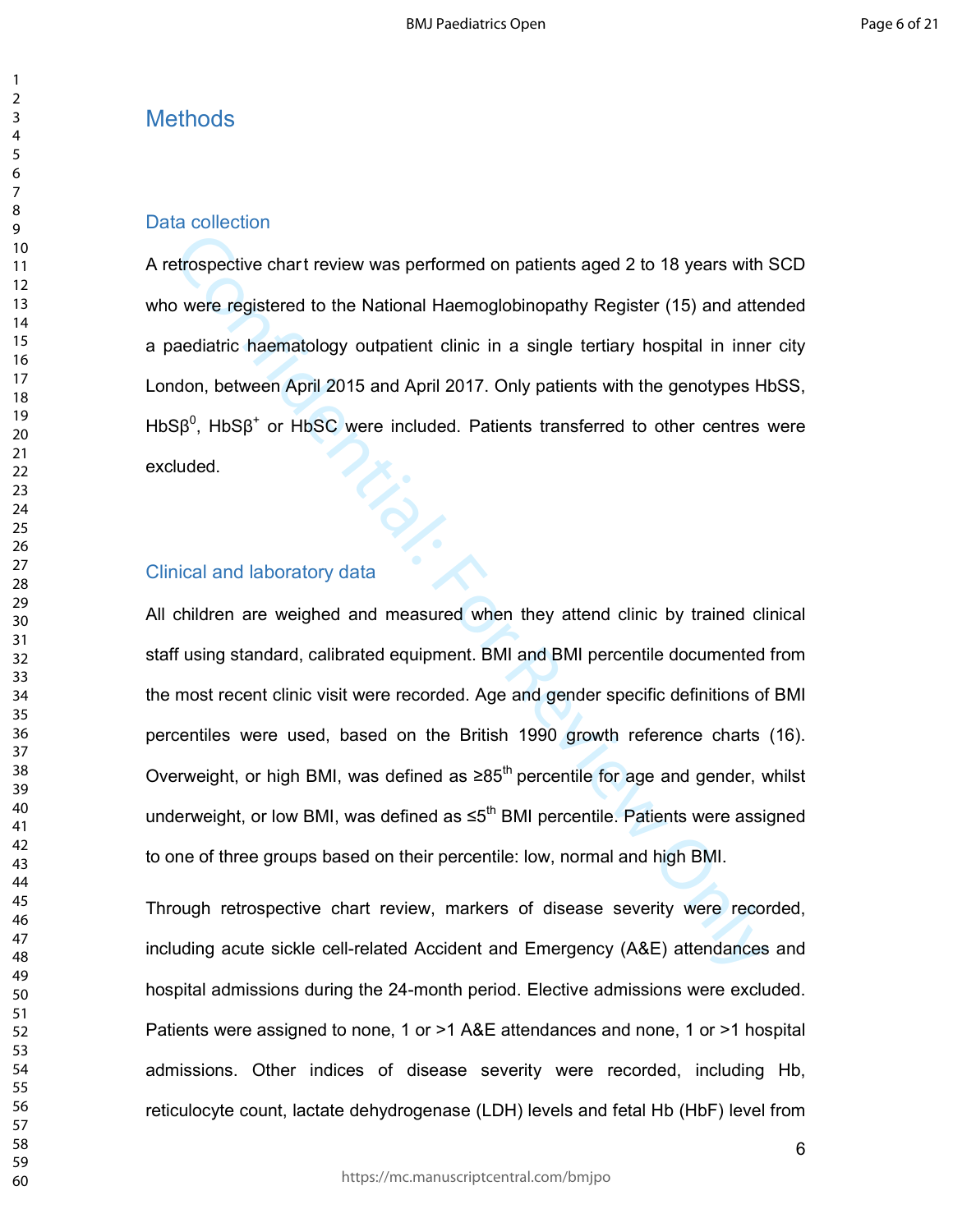## Methods

### Data collection

A retrospective chart review was performed on patients aged 2 to 18 years with SCD who were registered to the National Haemoglobinopathy Register (15) and attended a paediatric haematology outpatient clinic in a single tertiary hospital in inner city London, between April 2015 and April 2017. Only patients with the genotypes HbSS, HbS$\beta^0$, HbS$\beta^+$ or HbSC were included. Patients transferred to other centres were excluded.

### Clinical and laboratory data

All children are weighed and measured when they attend clinic by trained clinical staff using standard, calibrated equipment. BMI and BMI percentile documented from the most recent clinic visit were recorded. Age and gender specific definitions of BMI percentiles were used, based on the British 1990 growth reference charts (16). Overweight, or high BMI, was defined as ≥85$^{th}$ percentile for age and gender, whilst underweight, or low BMI, was defined as ≤5$^{th}$ BMI percentile. Patients were assigned to one of three groups based on their percentile: low, normal and high BMI.

Through retrospective chart review, markers of disease severity were recorded, including acute sickle cell-related Accident and Emergency (A&E) attendances and hospital admissions during the 24-month period. Elective admissions were excluded. Patients were assigned to none, 1 or >1 A&E attendances and none, 1 or >1 hospital admissions. Other indices of disease severity were recorded, including Hb, reticulocyte count, lactate dehydrogenase (LDH) levels and fetal Hb (HbF) level from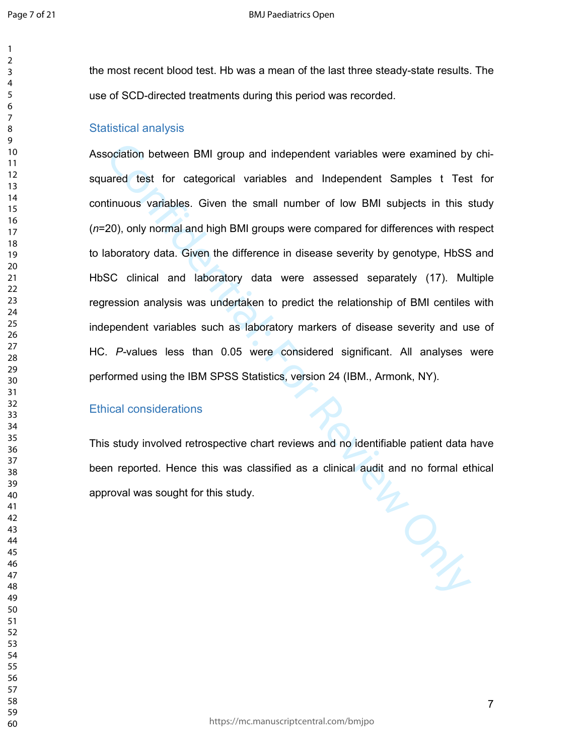the most recent blood test. Hb was a mean of the last three steady-state results. The use of SCD-directed treatments during this period was recorded.

## Statistical analysis

Association between BMI group and independent variables were examined by chi-squared test for categorical variables and Independent Samples t Test for continuous variables. Given the small number of low BMI subjects in this study (*n*=20), only normal and high BMI groups were compared for differences with respect to laboratory data. Given the difference in disease severity by genotype, HbSS and HbSC clinical and laboratory data were assessed separately (17). Multiple regression analysis was undertaken to predict the relationship of BMI centiles with independent variables such as laboratory markers of disease severity and use of HC. *P*-values less than 0.05 were considered significant. All analyses were performed using the IBM SPSS Statistics, version 24 (IBM., Armonk, NY).

## Ethical considerations

This study involved retrospective chart reviews and no identifiable patient data have been reported. Hence this was classified as a clinical audit and no formal ethical approval was sought for this study.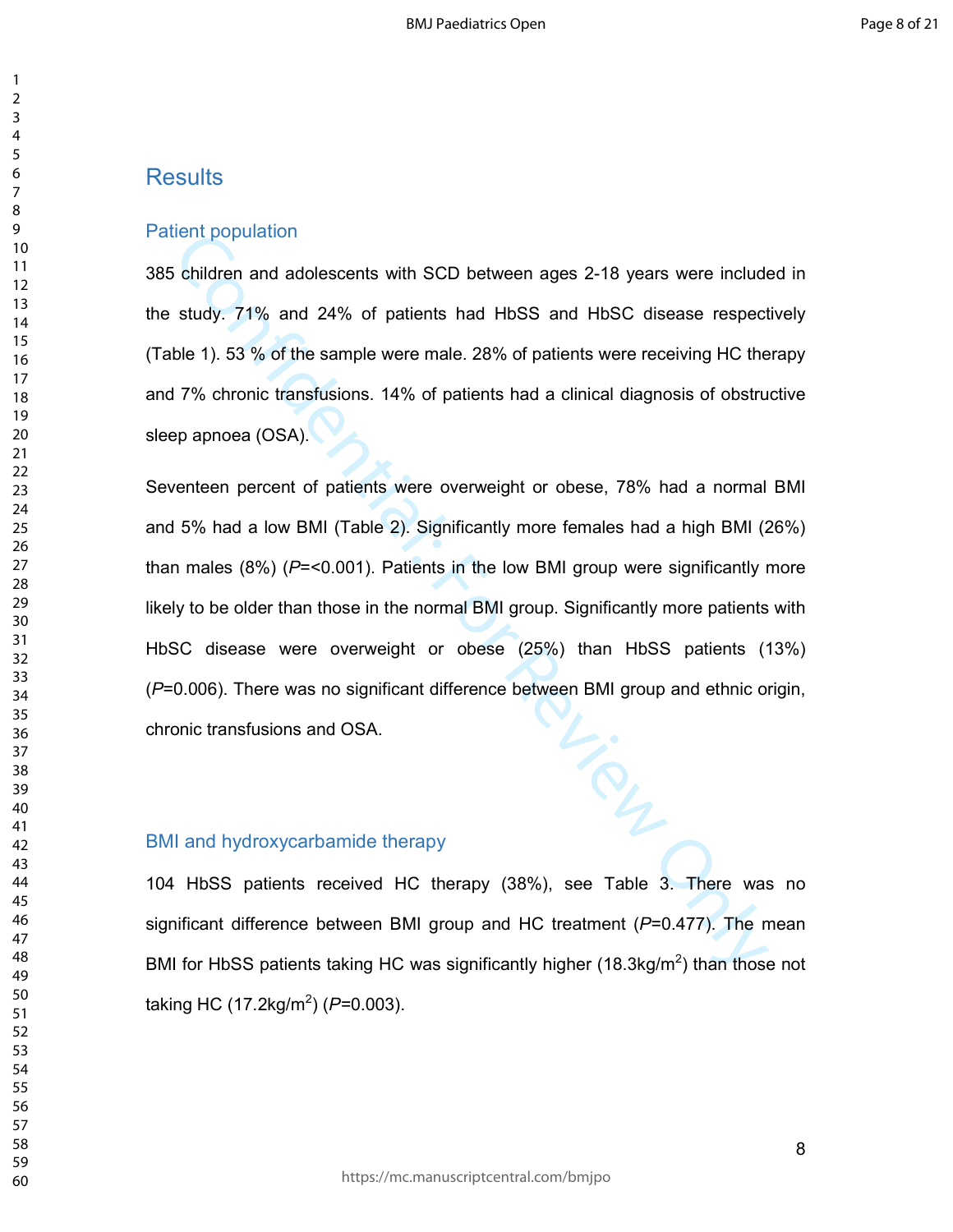# Results

## Patient population

385 children and adolescents with SCD between ages 2-18 years were included in the study. 71% and 24% of patients had HbSS and HbSC disease respectively (Table 1). 53 % of the sample were male. 28% of patients were receiving HC therapy and 7% chronic transfusions. 14% of patients had a clinical diagnosis of obstructive sleep apnoea (OSA).

Seventeen percent of patients were overweight or obese, 78% had a normal BMI and 5% had a low BMI (Table 2). Significantly more females had a high BMI (26%) than males (8%) (*P*=<0.001). Patients in the low BMI group were significantly more likely to be older than those in the normal BMI group. Significantly more patients with HbSC disease were overweight or obese (25%) than HbSS patients (13%) (*P*=0.006). There was no significant difference between BMI group and ethnic origin, chronic transfusions and OSA.

## BMI and hydroxycarbamide therapy

104 HbSS patients received HC therapy (38%), see Table 3. There was no significant difference between BMI group and HC treatment (*P*=0.477). The mean BMI for HbSS patients taking HC was significantly higher (18.3kg/m$^2$) than those not taking HC (17.2kg/m$^2$) (*P*=0.003).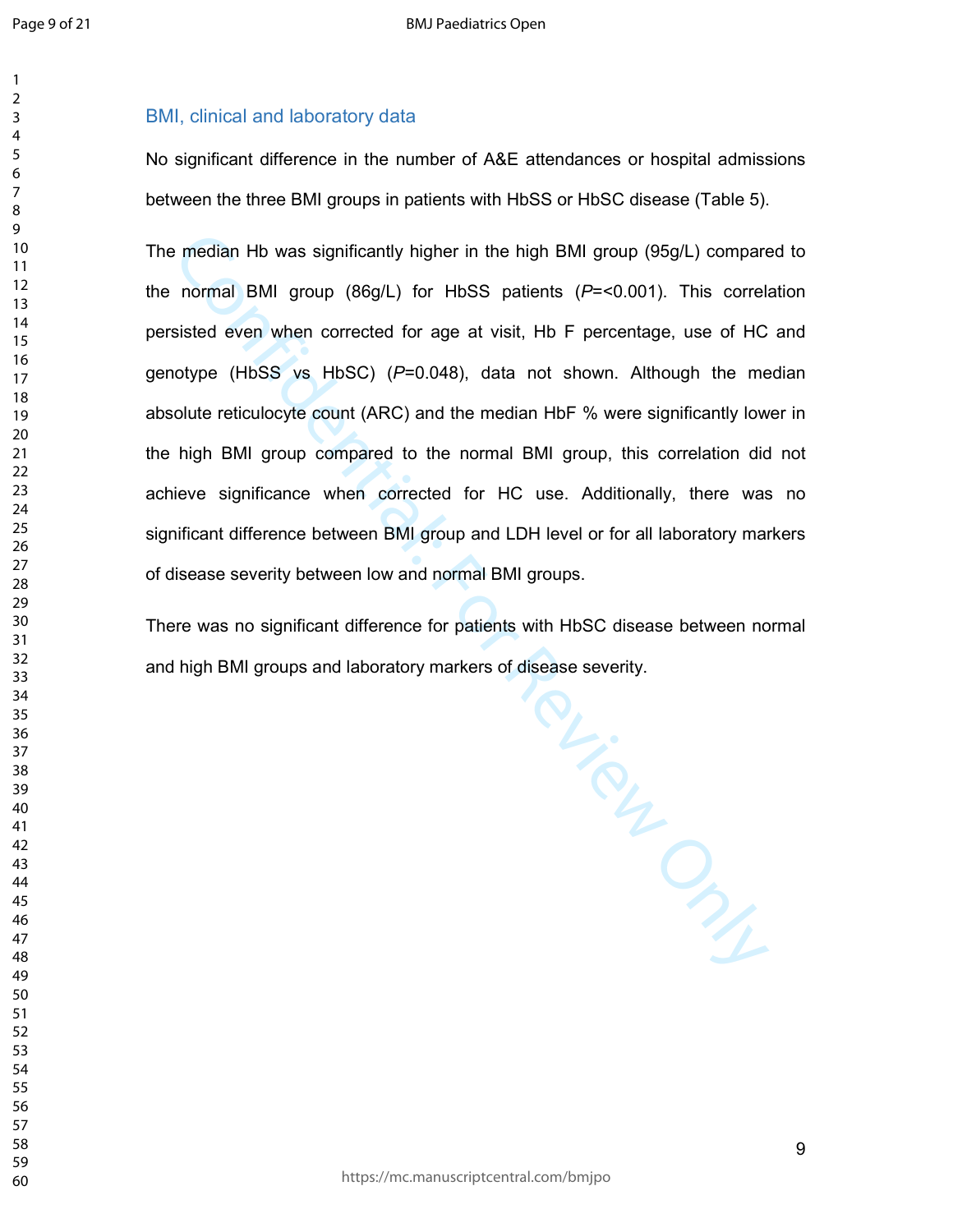### BMI, clinical and laboratory data

No significant difference in the number of A&E attendances or hospital admissions between the three BMI groups in patients with HbSS or HbSC disease (Table 5).

The median Hb was significantly higher in the high BMI group (95g/L) compared to the normal BMI group (86g/L) for HbSS patients (*P*=<0.001). This correlation persisted even when corrected for age at visit, Hb F percentage, use of HC and genotype (HbSS vs HbSC) (*P*=0.048), data not shown. Although the median absolute reticulocyte count (ARC) and the median HbF % were significantly lower in the high BMI group compared to the normal BMI group, this correlation did not achieve significance when corrected for HC use. Additionally, there was no significant difference between BMI group and LDH level or for all laboratory markers of disease severity between low and normal BMI groups.

There was no significant difference for patients with HbSC disease between normal and high BMI groups and laboratory markers of disease severity.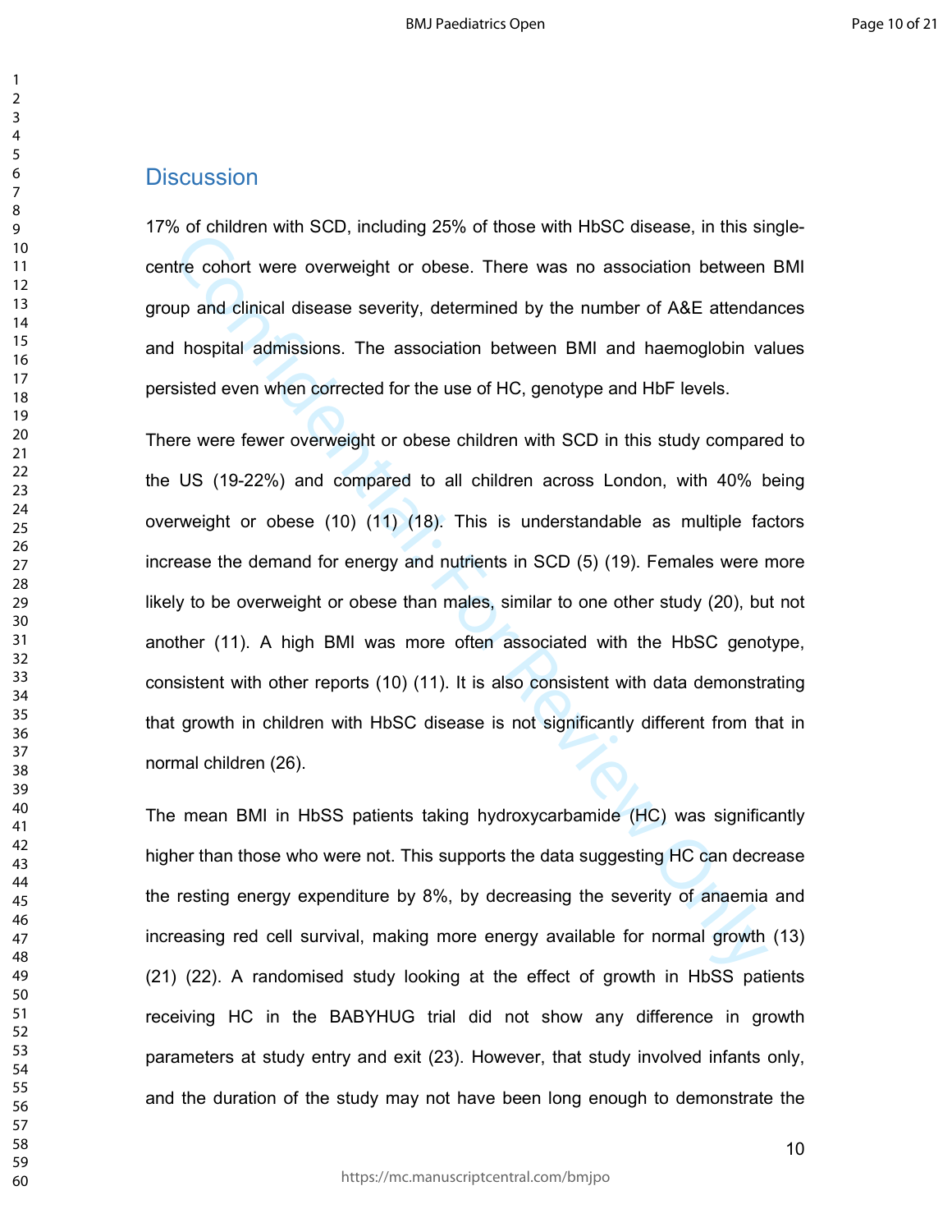## Discussion

17% of children with SCD, including 25% of those with HbSC disease, in this single-centre cohort were overweight or obese. There was no association between BMI group and clinical disease severity, determined by the number of A&E attendances and hospital admissions. The association between BMI and haemoglobin values persisted even when corrected for the use of HC, genotype and HbF levels.

There were fewer overweight or obese children with SCD in this study compared to the US (19-22%) and compared to all children across London, with 40% being overweight or obese (10) (11) (18). This is understandable as multiple factors increase the demand for energy and nutrients in SCD (5) (19). Females were more likely to be overweight or obese than males, similar to one other study (20), but not another (11). A high BMI was more often associated with the HbSC genotype, consistent with other reports (10) (11). It is also consistent with data demonstrating that growth in children with HbSC disease is not significantly different from that in normal children (26).

The mean BMI in HbSS patients taking hydroxycarbamide (HC) was significantly higher than those who were not. This supports the data suggesting HC can decrease the resting energy expenditure by 8%, by decreasing the severity of anaemia and increasing red cell survival, making more energy available for normal growth (13) (21) (22). A randomised study looking at the effect of growth in HbSS patients receiving HC in the BABYHUG trial did not show any difference in growth parameters at study entry and exit (23). However, that study involved infants only, and the duration of the study may not have been long enough to demonstrate the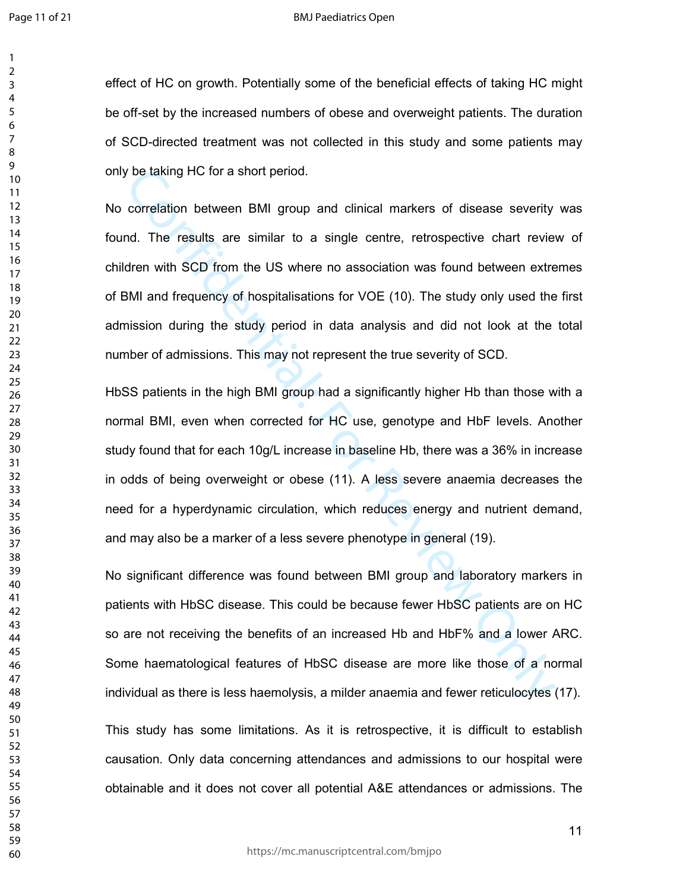effect of HC on growth. Potentially some of the beneficial effects of taking HC might be off-set by the increased numbers of obese and overweight patients. The duration of SCD-directed treatment was not collected in this study and some patients may only be taking HC for a short period.

No correlation between BMI group and clinical markers of disease severity was found. The results are similar to a single centre, retrospective chart review of children with SCD from the US where no association was found between extremes of BMI and frequency of hospitalisations for VOE (10). The study only used the first admission during the study period in data analysis and did not look at the total number of admissions. This may not represent the true severity of SCD.

HbSS patients in the high BMI group had a significantly higher Hb than those with a normal BMI, even when corrected for HC use, genotype and HbF levels. Another study found that for each 10g/L increase in baseline Hb, there was a 36% in increase in odds of being overweight or obese (11). A less severe anaemia decreases the need for a hyperdynamic circulation, which reduces energy and nutrient demand, and may also be a marker of a less severe phenotype in general (19).

No significant difference was found between BMI group and laboratory markers in patients with HbSC disease. This could be because fewer HbSC patients are on HC so are not receiving the benefits of an increased Hb and HbF% and a lower ARC. Some haematological features of HbSC disease are more like those of a normal individual as there is less haemolysis, a milder anaemia and fewer reticulocytes (17).

This study has some limitations. As it is retrospective, it is difficult to establish causation. Only data concerning attendances and admissions to our hospital were obtainable and it does not cover all potential A&E attendances or admissions. The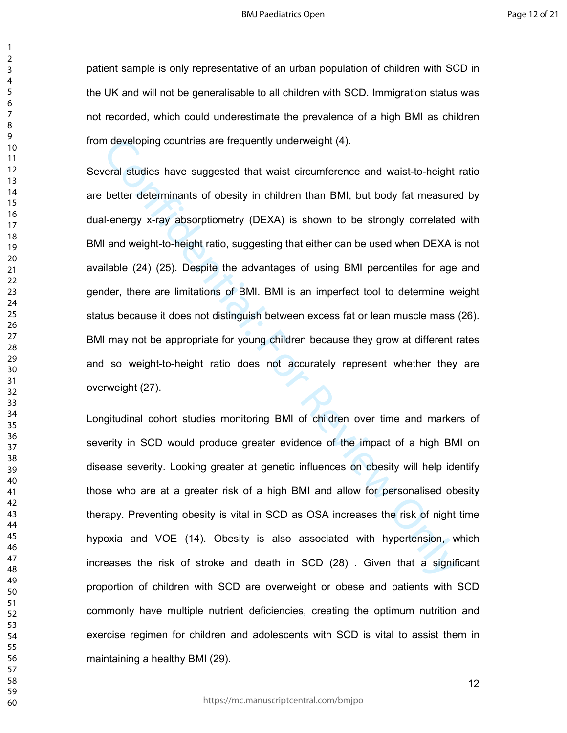patient sample is only representative of an urban population of children with SCD in the UK and will not be generalisable to all children with SCD. Immigration status was not recorded, which could underestimate the prevalence of a high BMI as children from developing countries are frequently underweight (4).

Several studies have suggested that waist circumference and waist-to-height ratio are better determinants of obesity in children than BMI, but body fat measured by dual-energy x-ray absorptiometry (DEXA) is shown to be strongly correlated with BMI and weight-to-height ratio, suggesting that either can be used when DEXA is not available (24) (25). Despite the advantages of using BMI percentiles for age and gender, there are limitations of BMI. BMI is an imperfect tool to determine weight status because it does not distinguish between excess fat or lean muscle mass (26). BMI may not be appropriate for young children because they grow at different rates and so weight-to-height ratio does not accurately represent whether they are overweight (27).

Longitudinal cohort studies monitoring BMI of children over time and markers of severity in SCD would produce greater evidence of the impact of a high BMI on disease severity. Looking greater at genetic influences on obesity will help identify those who are at a greater risk of a high BMI and allow for personalised obesity therapy. Preventing obesity is vital in SCD as OSA increases the risk of night time hypoxia and VOE (14). Obesity is also associated with hypertension, which increases the risk of stroke and death in SCD (28) . Given that a significant proportion of children with SCD are overweight or obese and patients with SCD commonly have multiple nutrient deficiencies, creating the optimum nutrition and exercise regimen for children and adolescents with SCD is vital to assist them in maintaining a healthy BMI (29).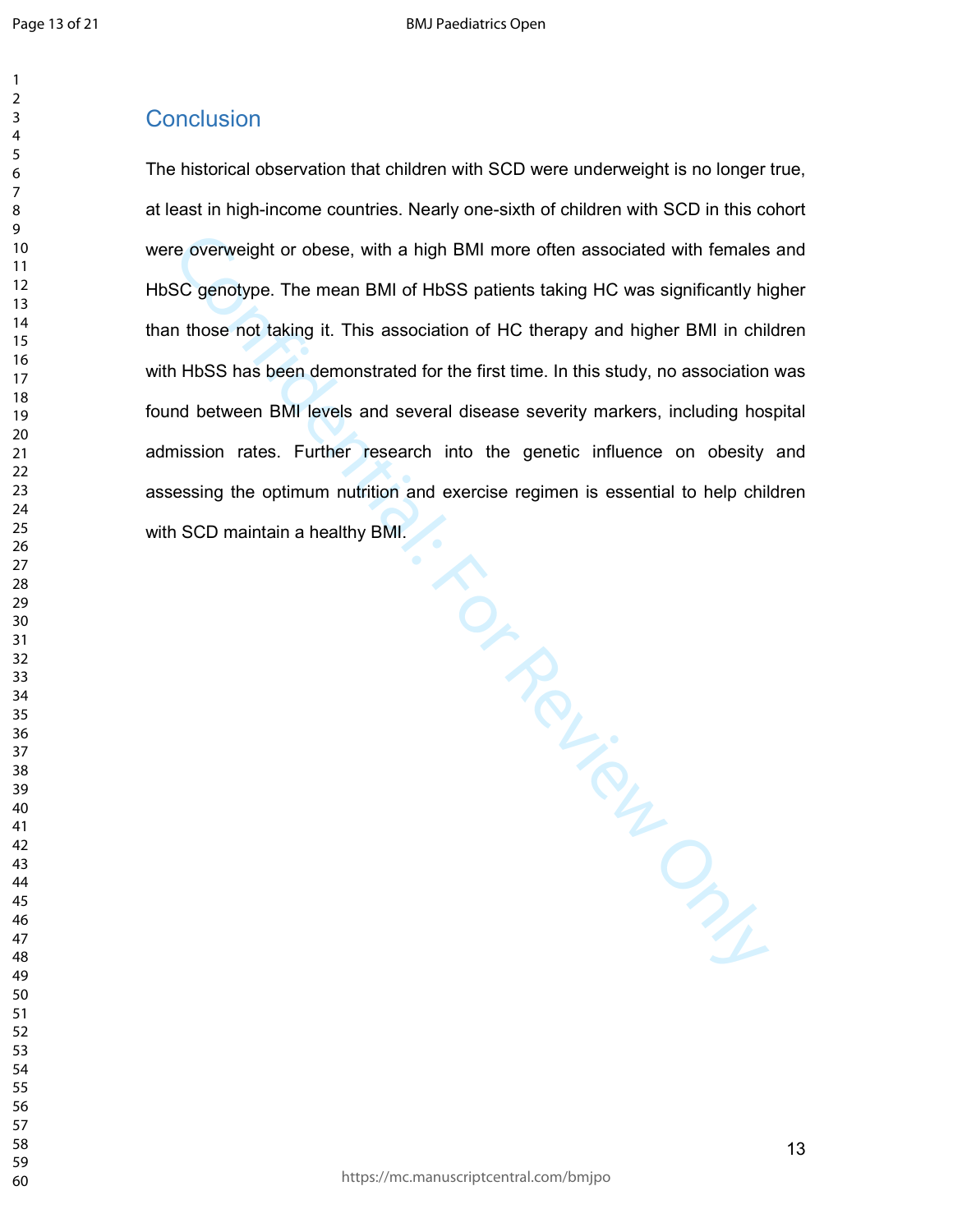## Conclusion

The historical observation that children with SCD were underweight is no longer true, at least in high-income countries. Nearly one-sixth of children with SCD in this cohort were overweight or obese, with a high BMI more often associated with females and HbSC genotype. The mean BMI of HbSS patients taking HC was significantly higher than those not taking it. This association of HC therapy and higher BMI in children with HbSS has been demonstrated for the first time. In this study, no association was found between BMI levels and several disease severity markers, including hospital admission rates. Further research into the genetic influence on obesity and assessing the optimum nutrition and exercise regimen is essential to help children with SCD maintain a healthy BMI.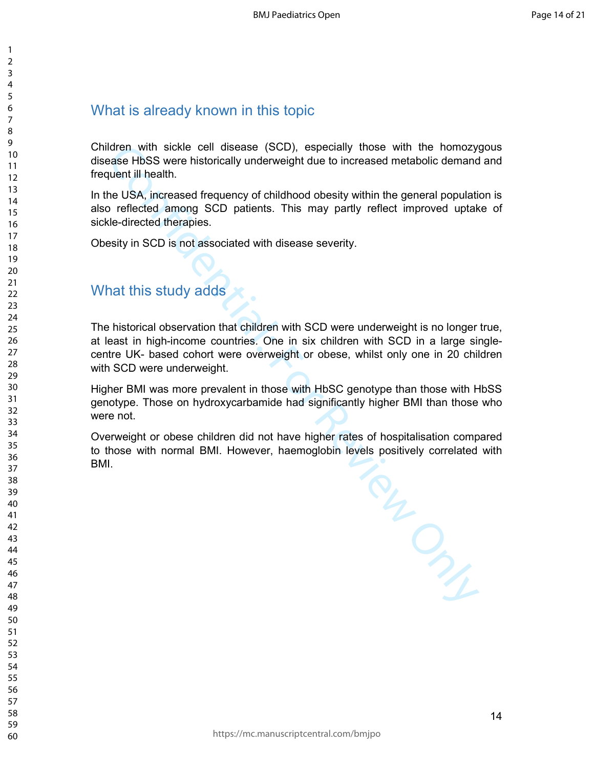## What is already known in this topic

Children with sickle cell disease (SCD), especially those with the homozygous disease HbSS were historically underweight due to increased metabolic demand and frequent ill health.

In the USA, increased frequency of childhood obesity within the general population is also reflected among SCD patients. This may partly reflect improved uptake of sickle-directed therapies.

Obesity in SCD is not associated with disease severity.

## What this study adds

The historical observation that children with SCD were underweight is no longer true, at least in high-income countries. One in six children with SCD in a large single-centre UK- based cohort were overweight or obese, whilst only one in 20 children with SCD were underweight.

Higher BMI was more prevalent in those with HbSC genotype than those with HbSS genotype. Those on hydroxycarbamide had significantly higher BMI than those who were not.

Overweight or obese children did not have higher rates of hospitalisation compared to those with normal BMI. However, haemoglobin levels positively correlated with BMI.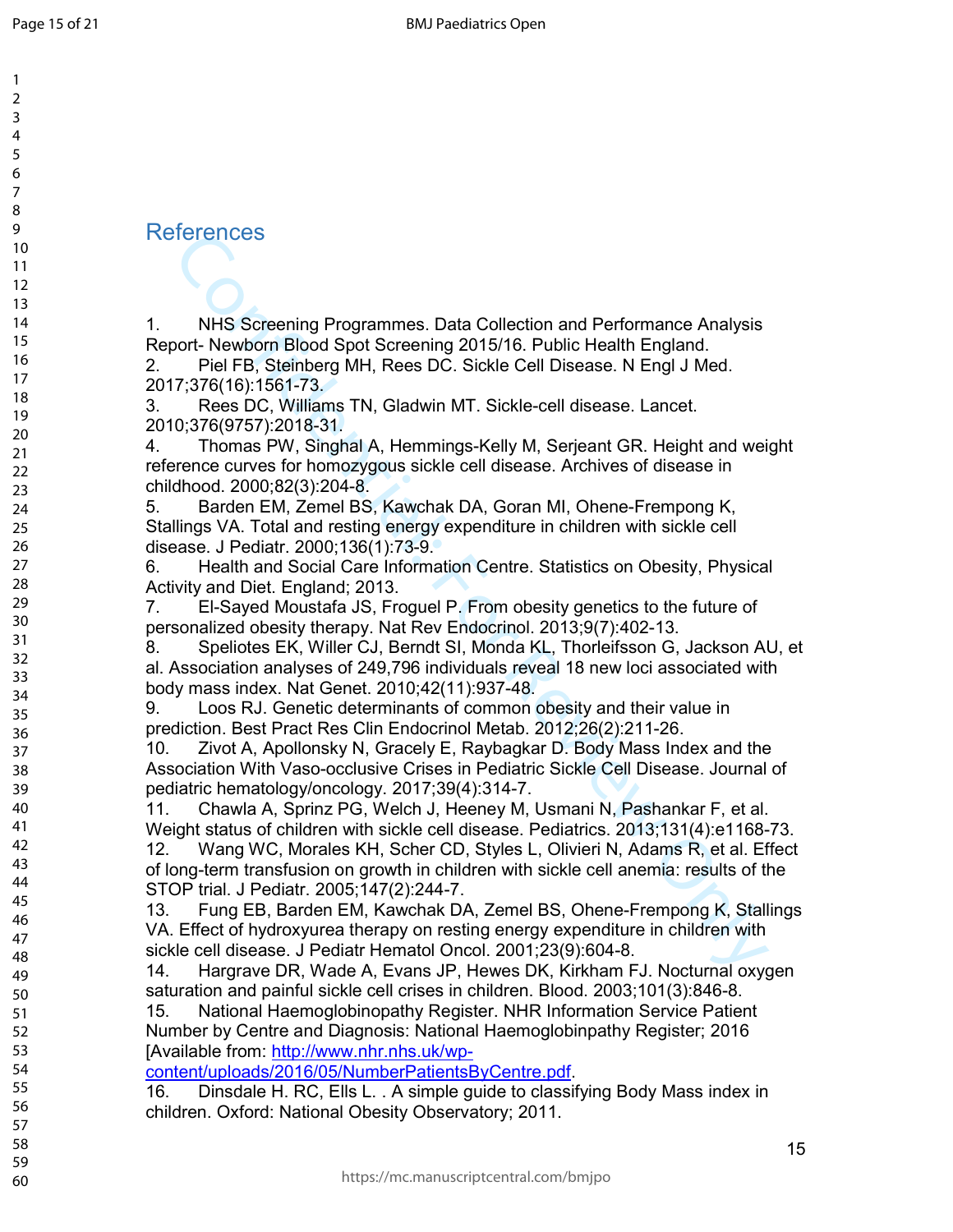# References

1. NHS Screening Programmes. Data Collection and Performance Analysis Report- Newborn Blood Spot Screening 2015/16. Public Health England.
2. Piel FB, Steinberg MH, Rees DC. Sickle Cell Disease. N Engl J Med. 2017;376(16):1561-73.
3. Rees DC, Williams TN, Gladwin MT. Sickle-cell disease. Lancet. 2010;376(9757):2018-31.
4. Thomas PW, Singhal A, Hemmings-Kelly M, Serjeant GR. Height and weight reference curves for homozygous sickle cell disease. Archives of disease in childhood. 2000;82(3):204-8.
5. Barden EM, Zemel BS, Kawchak DA, Goran MI, Ohene-Frempong K, Stallings VA. Total and resting energy expenditure in children with sickle cell disease. J Pediatr. 2000;136(1):73-9.
6. Health and Social Care Information Centre. Statistics on Obesity, Physical Activity and Diet. England; 2013.
7. El-Sayed Moustafa JS, Froguel P. From obesity genetics to the future of personalized obesity therapy. Nat Rev Endocrinol. 2013;9(7):402-13.
8. Speliotes EK, Willer CJ, Berndt SI, Monda KL, Thorleifsson G, Jackson AU, et al. Association analyses of 249,796 individuals reveal 18 new loci associated with body mass index. Nat Genet. 2010;42(11):937-48.
9. Loos RJ. Genetic determinants of common obesity and their value in prediction. Best Pract Res Clin Endocrinol Metab. 2012;26(2):211-26.
10. Zivot A, Apollonsky N, Gracely E, Raybagkar D. Body Mass Index and the Association With Vaso-occlusive Crises in Pediatric Sickle Cell Disease. Journal of pediatric hematology/oncology. 2017;39(4):314-7.
11. Chawla A, Sprinz PG, Welch J, Heeney M, Usmani N, Pashankar F, et al. Weight status of children with sickle cell disease. Pediatrics. 2013;131(4):e1168-73.
12. Wang WC, Morales KH, Scher CD, Styles L, Olivieri N, Adams R, et al. Effect of long-term transfusion on growth in children with sickle cell anemia: results of the STOP trial. J Pediatr. 2005;147(2):244-7.
13. Fung EB, Barden EM, Kawchak DA, Zemel BS, Ohene-Frempong K, Stallings VA. Effect of hydroxyurea therapy on resting energy expenditure in children with sickle cell disease. J Pediatr Hematol Oncol. 2001;23(9):604-8.
14. Hargrave DR, Wade A, Evans JP, Hewes DK, Kirkham FJ. Nocturnal oxygen saturation and painful sickle cell crises in children. Blood. 2003;101(3):846-8.
15. National Haemoglobinopathy Register. NHR Information Service Patient Number by Centre and Diagnosis: National Haemoglobinpathy Register; 2016 [Available from: http://www.nhr.nhs.uk/wp-content/uploads/2016/05/NumberPatientsByCentre.pdf.
16. Dinsdale H. RC, Ells L. . A simple guide to classifying Body Mass index in children. Oxford: National Obesity Observatory; 2011.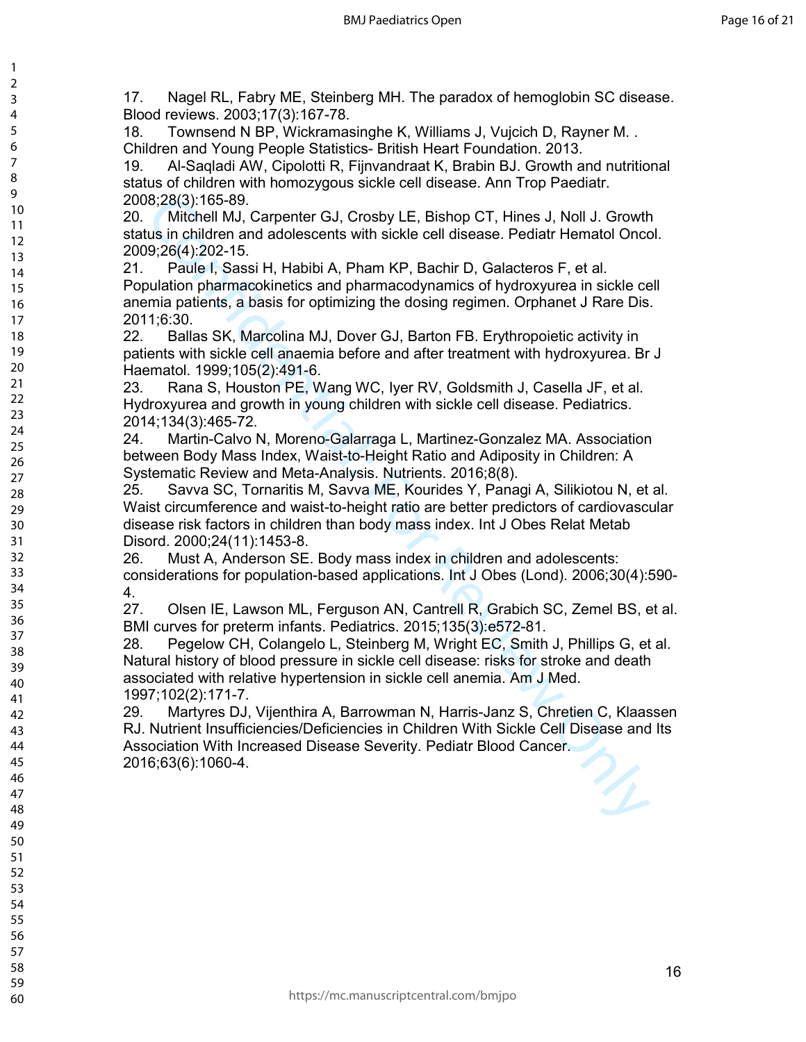17. Nagel RL, Fabry ME, Steinberg MH. The paradox of hemoglobin SC disease. Blood reviews. 2003;17(3):167-78.
18. Townsend N BP, Wickramasinghe K, Williams J, Vujcich D, Rayner M. . Children and Young People Statistics- British Heart Foundation. 2013.
19. Al-Saqladi AW, Cipolotti R, Fijnvandraat K, Brabin BJ. Growth and nutritional status of children with homozygous sickle cell disease. Ann Trop Paediatr. 2008;28(3):165-89.
20. Mitchell MJ, Carpenter GJ, Crosby LE, Bishop CT, Hines J, Noll J. Growth status in children and adolescents with sickle cell disease. Pediatr Hematol Oncol. 2009;26(4):202-15.
21. Paule I, Sassi H, Habibi A, Pham KP, Bachir D, Galacteros F, et al. Population pharmacokinetics and pharmacodynamics of hydroxyurea in sickle cell anemia patients, a basis for optimizing the dosing regimen. Orphanet J Rare Dis. 2011;6:30.
22. Ballas SK, Marcolina MJ, Dover GJ, Barton FB. Erythropoietic activity in patients with sickle cell anaemia before and after treatment with hydroxyurea. Br J Haematol. 1999;105(2):491-6.
23. Rana S, Houston PE, Wang WC, Iyer RV, Goldsmith J, Casella JF, et al. Hydroxyurea and growth in young children with sickle cell disease. Pediatrics. 2014;134(3):465-72.
24. Martin-Calvo N, Moreno-Galarraga L, Martinez-Gonzalez MA. Association between Body Mass Index, Waist-to-Height Ratio and Adiposity in Children: A Systematic Review and Meta-Analysis. Nutrients. 2016;8(8).
25. Savva SC, Tornaritis M, Savva ME, Kourides Y, Panagi A, Silikiotou N, et al. Waist circumference and waist-to-height ratio are better predictors of cardiovascular disease risk factors in children than body mass index. Int J Obes Relat Metab Disord. 2000;24(11):1453-8.
26. Must A, Anderson SE. Body mass index in children and adolescents: considerations for population-based applications. Int J Obes (Lond). 2006;30(4):590-4.
27. Olsen IE, Lawson ML, Ferguson AN, Cantrell R, Grabich SC, Zemel BS, et al. BMI curves for preterm infants. Pediatrics. 2015;135(3):e572-81.
28. Pegelow CH, Colangelo L, Steinberg M, Wright EC, Smith J, Phillips G, et al. Natural history of blood pressure in sickle cell disease: risks for stroke and death associated with relative hypertension in sickle cell anemia. Am J Med. 1997;102(2):171-7.
29. Martyres DJ, Vijenthira A, Barrowman N, Harris-Janz S, Chretien C, Klaassen RJ. Nutrient Insufficiencies/Deficiencies in Children With Sickle Cell Disease and Its Association With Increased Disease Severity. Pediatr Blood Cancer. 2016;63(6):1060-4.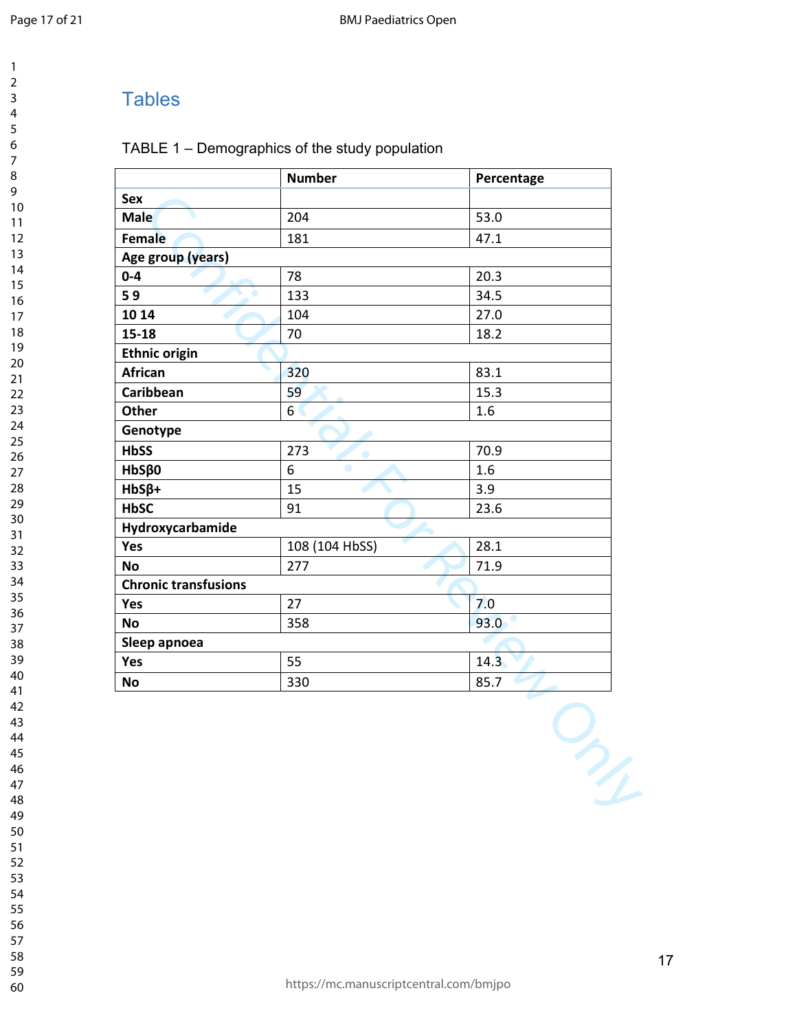# Tables

TABLE 1 – Demographics of the study population

| | Number | Percentage |
|---|---|---|
| **Sex** | | |
| **Male** | 204 | 53.0 |
| **Female** | 181 | 47.1 |
| **Age group (years)** | | |
| **0-4** | 78 | 20.3 |
| **5 9** | 133 | 34.5 |
| **10 14** | 104 | 27.0 |
| **15-18** | 70 | 18.2 |
| **Ethnic origin** | | |
| **African** | 320 | 83.1 |
| **Caribbean** | 59 | 15.3 |
| **Other** | 6 | 1.6 |
| **Genotype** | | |
| **HbSS** | 273 | 70.9 |
| **HbSβ0** | 6 | 1.6 |
| **HbSβ+** | 15 | 3.9 |
| **HbSC** | 91 | 23.6 |
| **Hydroxycarbamide** | | |
| **Yes** | 108 (104 HbSS) | 28.1 |
| **No** | 277 | 71.9 |
| **Chronic transfusions** | | |
| **Yes** | 27 | 7.0 |
| **No** | 358 | 93.0 |
| **Sleep apnoea** | | |
| **Yes** | 55 | 14.3 |
| **No** | 330 | 85.7 |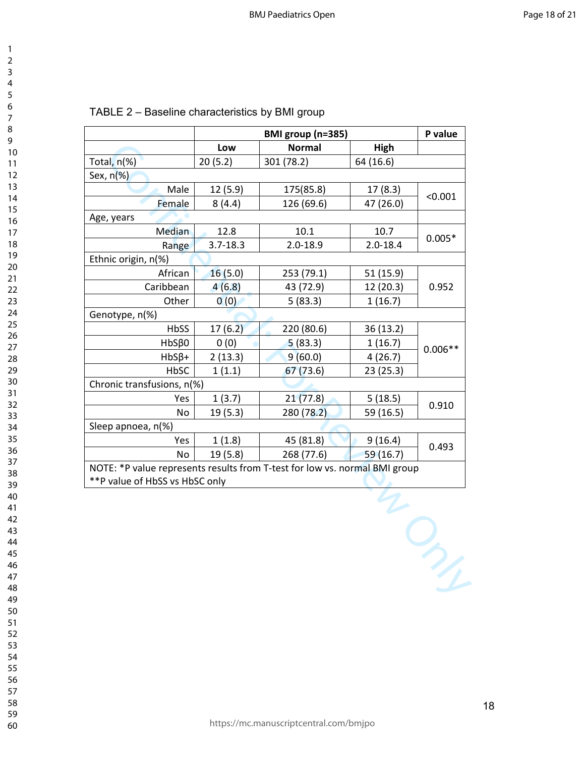TABLE 2 – Baseline characteristics by BMI group

| | BMI group (n=385) | | | P value |
|---|---|---|---|---|
| | Low | Normal | High | |
| Total, n(%) | 20 (5.2) | 301 (78.2) | 64 (16.6) | |
| Sex, n(%) | | | | |
| Male | 12 (5.9) | 175(85.8) | 17 (8.3) | <0.001 |
| Female | 8 (4.4) | 126 (69.6) | 47 (26.0) | |
| Age, years | | | | |
| Median | 12.8 | 10.1 | 10.7 | 0.005* |
| Range | 3.7-18.3 | 2.0-18.9 | 2.0-18.4 | |
| Ethnic origin, n(%) | | | | |
| African | 16 (5.0) | 253 (79.1) | 51 (15.9) | 0.952 |
| Caribbean | 4 (6.8) | 43 (72.9) | 12 (20.3) | |
| Other | 0 (0) | 5 (83.3) | 1 (16.7) | |
| Genotype, n(%) | | | | |
| HbSS | 17 (6.2) | 220 (80.6) | 36 (13.2) | 0.006** |
| HbSβ0 | 0 (0) | 5 (83.3) | 1 (16.7) | |
| HbSβ+ | 2 (13.3) | 9 (60.0) | 4 (26.7) | |
| HbSC | 1 (1.1) | 67 (73.6) | 23 (25.3) | |
| Chronic transfusions, n(%) | | | | |
| Yes | 1 (3.7) | 21 (77.8) | 5 (18.5) | 0.910 |
| No | 19 (5.3) | 280 (78.2) | 59 (16.5) | |
| Sleep apnoea, n(%) | | | | |
| Yes | 1 (1.8) | 45 (81.8) | 9 (16.4) | 0.493 |
| No | 19 (5.8) | 268 (77.6) | 59 (16.7) | |

NOTE: *P value represents results from T-test for low vs. normal BMI group
**P value of HbSS vs HbSC only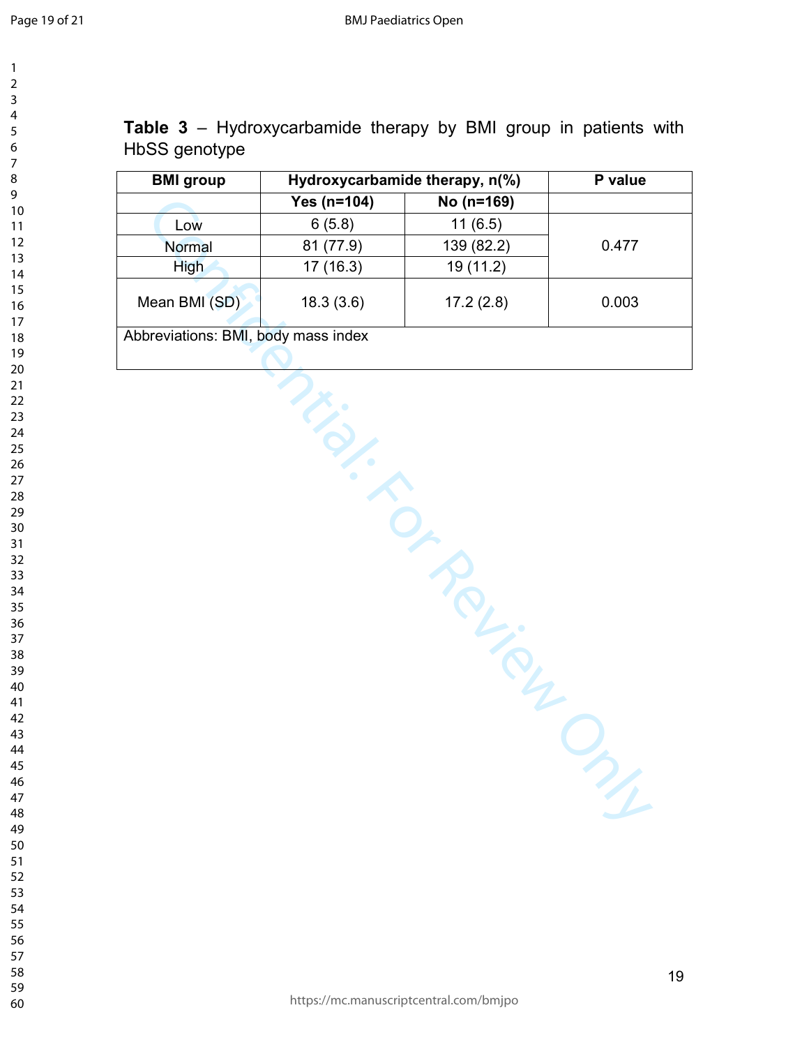**Table 3** – Hydroxycarbamide therapy by BMI group in patients with HbSS genotype

| BMI group | Hydroxycarbamide therapy, n(%) | | P value |
|---|---|---|---|
| | Yes (n=104) | No (n=169) | |
| Low | 6 (5.8) | 11 (6.5) | 0.477 |
| Normal | 81 (77.9) | 139 (82.2) | |
| High | 17 (16.3) | 19 (11.2) | |
| Mean BMI (SD) | 18.3 (3.6) | 17.2 (2.8) | 0.003 |

Abbreviations: BMI, body mass index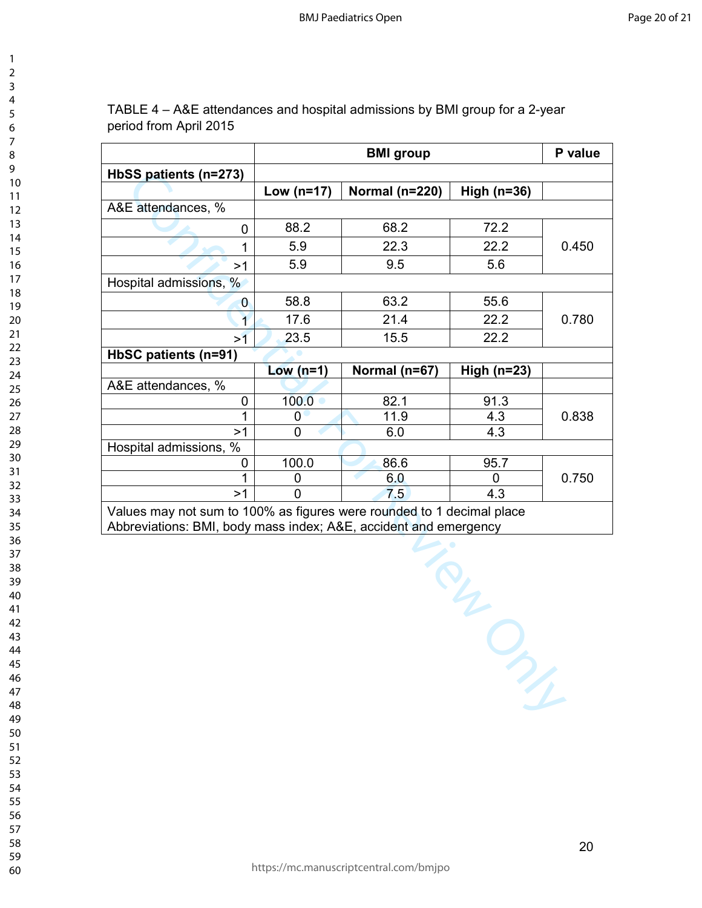TABLE 4 – A&E attendances and hospital admissions by BMI group for a 2-year period from April 2015

| | BMI group | | | P value |
|---|---|---|---|---|
| **HbSS patients (n=273)** | | | | |
| | **Low (n=17)** | **Normal (n=220)** | **High (n=36)** | |
| A&E attendances, % | | | | |
| 0 | 88.2 | 68.2 | 72.2 | 0.450 |
| 1 | 5.9 | 22.3 | 22.2 | |
| >1 | 5.9 | 9.5 | 5.6 | |
| Hospital admissions, % | | | | |
| 0 | 58.8 | 63.2 | 55.6 | 0.780 |
| 1 | 17.6 | 21.4 | 22.2 | |
| >1 | 23.5 | 15.5 | 22.2 | |
| **HbSC patients (n=91)** | | | | |
| | **Low (n=1)** | **Normal (n=67)** | **High (n=23)** | |
| A&E attendances, % | | | | |
| 0 | 100.0 | 82.1 | 91.3 | 0.838 |
| 1 | 0 | 11.9 | 4.3 | |
| >1 | 0 | 6.0 | 4.3 | |
| Hospital admissions, % | | | | |
| 0 | 100.0 | 86.6 | 95.7 | 0.750 |
| 1 | 0 | 6.0 | 0 | |
| >1 | 0 | 7.5 | 4.3 | |

Values may not sum to 100% as figures were rounded to 1 decimal place
Abbreviations: BMI, body mass index; A&E, accident and emergency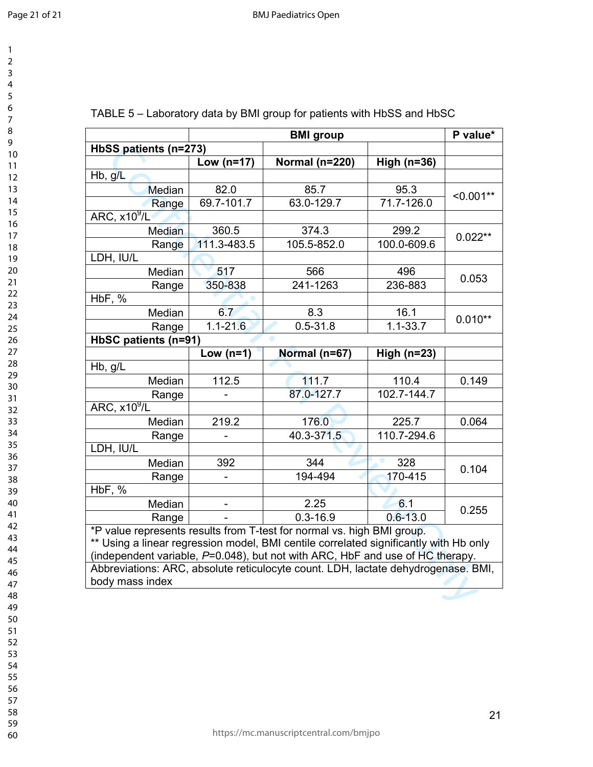TABLE 5 – Laboratory data by BMI group for patients with HbSS and HbSC

| | BMI group | | | P value* |
|---|---|---|---|---|
| **HbSS patients (n=273)** | | | | |
| | **Low (n=17)** | **Normal (n=220)** | **High (n=36)** | |
| Hb, g/L | | | | |
| Median | 82.0 | 85.7 | 95.3 | <0.001** |
| Range | 69.7-101.7 | 63.0-129.7 | 71.7-126.0 | |
| ARC, x10$^{9}$/L | | | | |
| Median | 360.5 | 374.3 | 299.2 | 0.022** |
| Range | 111.3-483.5 | 105.5-852.0 | 100.0-609.6 | |
| LDH, IU/L | | | | |
| Median | 517 | 566 | 496 | 0.053 |
| Range | 350-838 | 241-1263 | 236-883 | |
| HbF, % | | | | |
| Median | 6.7 | 8.3 | 16.1 | 0.010** |
| Range | 1.1-21.6 | 0.5-31.8 | 1.1-33.7 | |
| **HbSC patients (n=91)** | | | | |
| | **Low (n=1)** | **Normal (n=67)** | **High (n=23)** | |
| Hb, g/L | | | | |
| Median | 112.5 | 111.7 | 110.4 | 0.149 |
| Range | - | 87.0-127.7 | 102.7-144.7 | |
| ARC, x10$^{9}$/L | | | | |
| Median | 219.2 | 176.0 | 225.7 | 0.064 |
| Range | - | 40.3-371.5 | 110.7-294.6 | |
| LDH, IU/L | | | | |
| Median | 392 | 344 | 328 | 0.104 |
| Range | - | 194-494 | 170-415 | |
| HbF, % | | | | |
| Median | - | 2.25 | 6.1 | 0.255 |
| Range | - | 0.3-16.9 | 0.6-13.0 | |

*P value represents results from T-test for normal vs. high BMI group.
** Using a linear regression model, BMI centile correlated significantly with Hb only (independent variable, *P*=0.048), but not with ARC, HbF and use of HC therapy.

Abbreviations: ARC, absolute reticulocyte count. LDH, lactate dehydrogenase. BMI, body mass index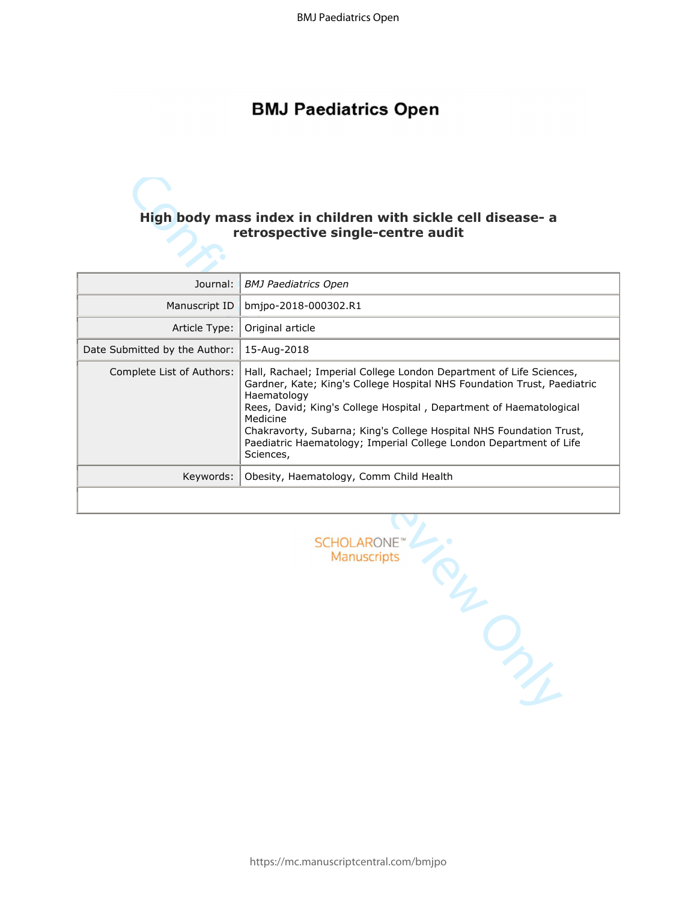# BMJ Paediatrics Open

## High body mass index in children with sickle cell disease- a retrospective single-centre audit

| | |
|---|---|
| Journal: | *BMJ Paediatrics Open* |
| Manuscript ID | bmjpo-2018-000302.R1 |
| Article Type: | Original article |
| Date Submitted by the Author: | 15-Aug-2018 |
| Complete List of Authors: | Hall, Rachael; Imperial College London Department of Life Sciences, Gardner, Kate; King's College Hospital NHS Foundation Trust, Paediatric Haematology Rees, David; King's College Hospital , Department of Haematological Medicine Chakravorty, Subarna; King's College Hospital NHS Foundation Trust, Paediatric Haematology; Imperial College London Department of Life Sciences, |
| Keywords: | Obesity, Haematology, Comm Child Health |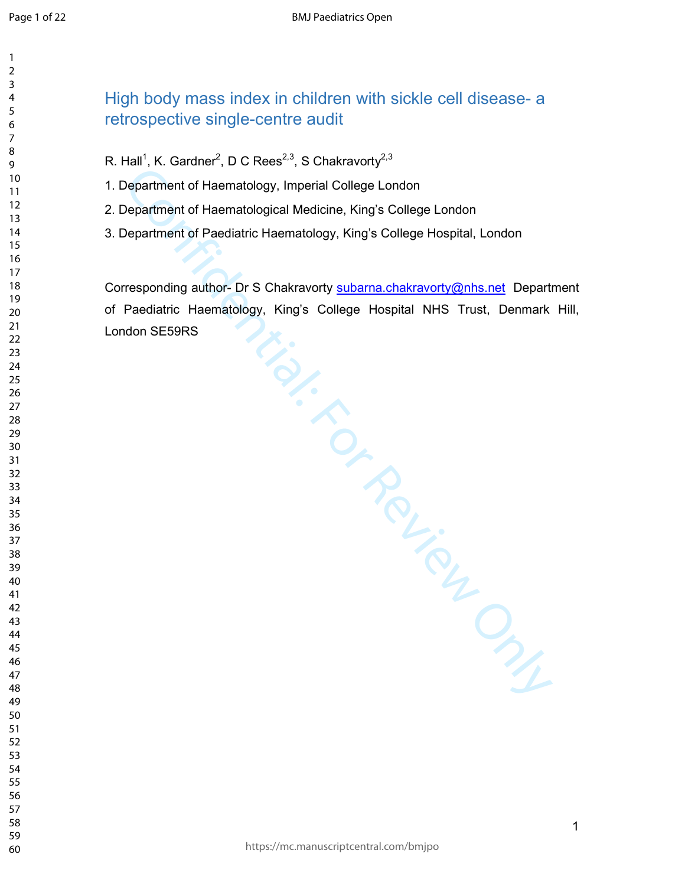# High body mass index in children with sickle cell disease- a retrospective single-centre audit

R. Hall[1], K. Gardner[2], D C Rees[2,3], S Chakravorty[2,3]

1. Department of Haematology, Imperial College London
2. Department of Haematological Medicine, King's College London
3. Department of Paediatric Haematology, King's College Hospital, London

Corresponding author- Dr S Chakravorty subarna.chakravorty@nhs.net Department of Paediatric Haematology, King's College Hospital NHS Trust, Denmark Hill, London SE59RS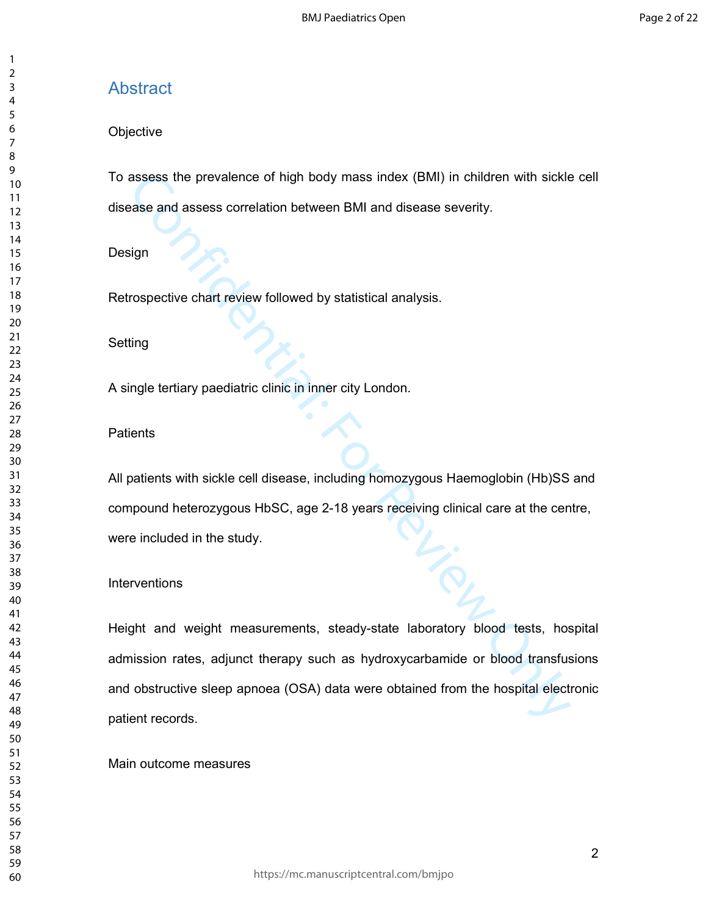## Abstract

Objective

To assess the prevalence of high body mass index (BMI) in children with sickle cell disease and assess correlation between BMI and disease severity.

Design

Retrospective chart review followed by statistical analysis.

Setting

A single tertiary paediatric clinic in inner city London.

Patients

All patients with sickle cell disease, including homozygous Haemoglobin (Hb)SS and compound heterozygous HbSC, age 2-18 years receiving clinical care at the centre, were included in the study.

Interventions

Height and weight measurements, steady-state laboratory blood tests, hospital admission rates, adjunct therapy such as hydroxycarbamide or blood transfusions and obstructive sleep apnoea (OSA) data were obtained from the hospital electronic patient records.

Main outcome measures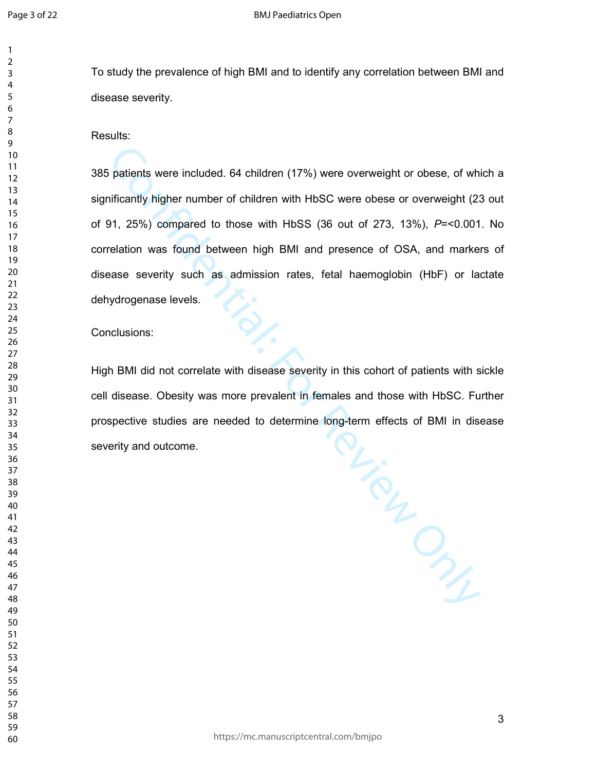To study the prevalence of high BMI and to identify any correlation between BMI and disease severity.

Results:

385 patients were included. 64 children (17%) were overweight or obese, of which a significantly higher number of children with HbSC were obese or overweight (23 out of 91, 25%) compared to those with HbSS (36 out of 273, 13%), *P*=<0.001. No correlation was found between high BMI and presence of OSA, and markers of disease severity such as admission rates, fetal haemoglobin (HbF) or lactate dehydrogenase levels.

Conclusions:

High BMI did not correlate with disease severity in this cohort of patients with sickle cell disease. Obesity was more prevalent in females and those with HbSC. Further prospective studies are needed to determine long-term effects of BMI in disease severity and outcome.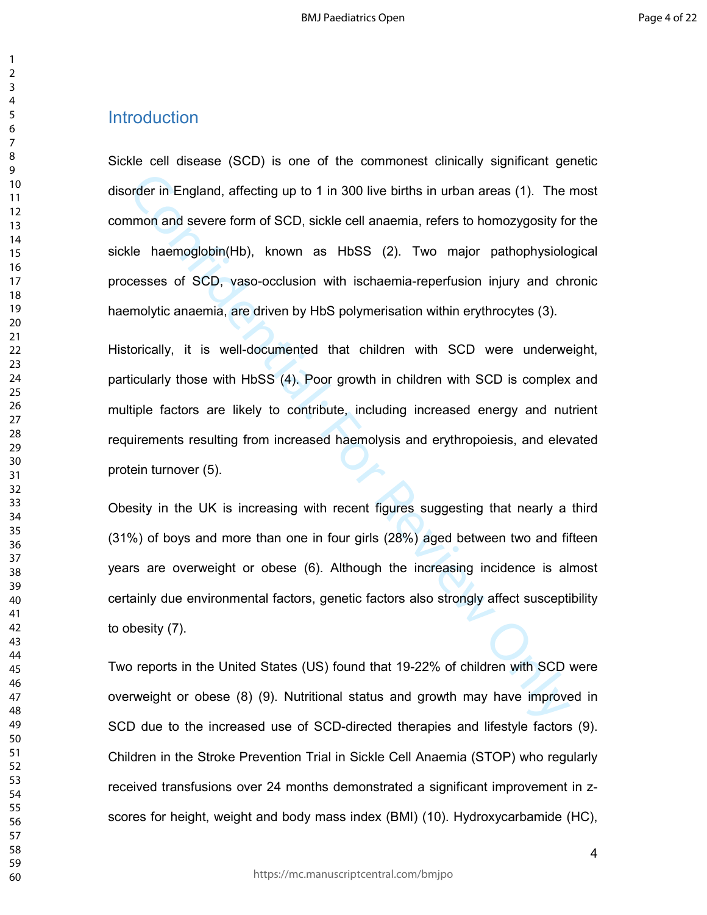## Introduction

Sickle cell disease (SCD) is one of the commonest clinically significant genetic disorder in England, affecting up to 1 in 300 live births in urban areas (1). The most common and severe form of SCD, sickle cell anaemia, refers to homozygosity for the sickle haemoglobin(Hb), known as HbSS (2). Two major pathophysiological processes of SCD, vaso-occlusion with ischaemia-reperfusion injury and chronic haemolytic anaemia, are driven by HbS polymerisation within erythrocytes (3).

Historically, it is well-documented that children with SCD were underweight, particularly those with HbSS (4). Poor growth in children with SCD is complex and multiple factors are likely to contribute, including increased energy and nutrient requirements resulting from increased haemolysis and erythropoiesis, and elevated protein turnover (5).

Obesity in the UK is increasing with recent figures suggesting that nearly a third (31%) of boys and more than one in four girls (28%) aged between two and fifteen years are overweight or obese (6). Although the increasing incidence is almost certainly due environmental factors, genetic factors also strongly affect susceptibility to obesity (7).

Two reports in the United States (US) found that 19-22% of children with SCD were overweight or obese (8) (9). Nutritional status and growth may have improved in SCD due to the increased use of SCD-directed therapies and lifestyle factors (9). Children in the Stroke Prevention Trial in Sickle Cell Anaemia (STOP) who regularly received transfusions over 24 months demonstrated a significant improvement in z-scores for height, weight and body mass index (BMI) (10). Hydroxycarbamide (HC),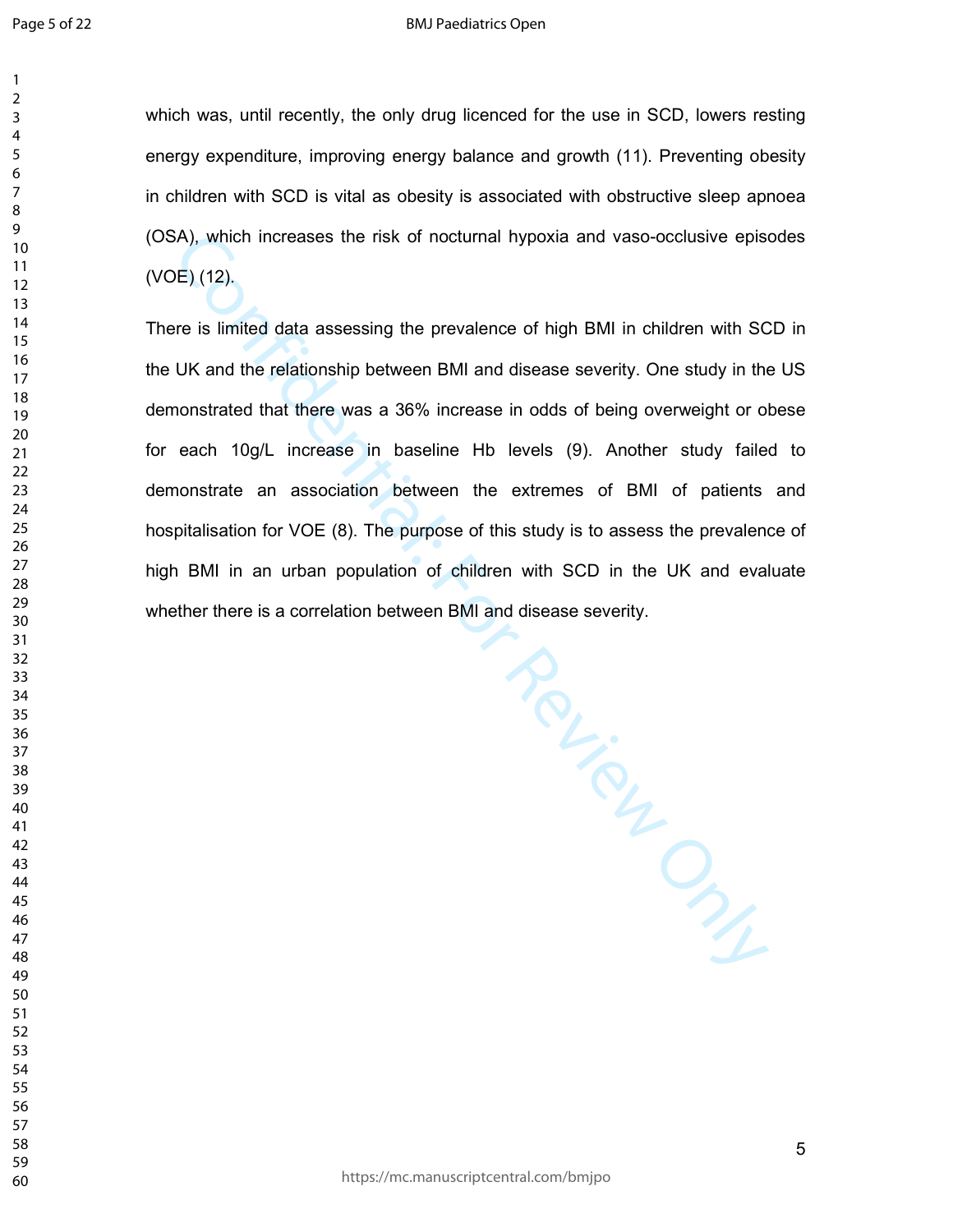which was, until recently, the only drug licenced for the use in SCD, lowers resting energy expenditure, improving energy balance and growth (11). Preventing obesity in children with SCD is vital as obesity is associated with obstructive sleep apnoea (OSA), which increases the risk of nocturnal hypoxia and vaso-occlusive episodes (VOE) (12).

There is limited data assessing the prevalence of high BMI in children with SCD in the UK and the relationship between BMI and disease severity. One study in the US demonstrated that there was a 36% increase in odds of being overweight or obese for each 10g/L increase in baseline Hb levels (9). Another study failed to demonstrate an association between the extremes of BMI of patients and hospitalisation for VOE (8). The purpose of this study is to assess the prevalence of high BMI in an urban population of children with SCD in the UK and evaluate whether there is a correlation between BMI and disease severity.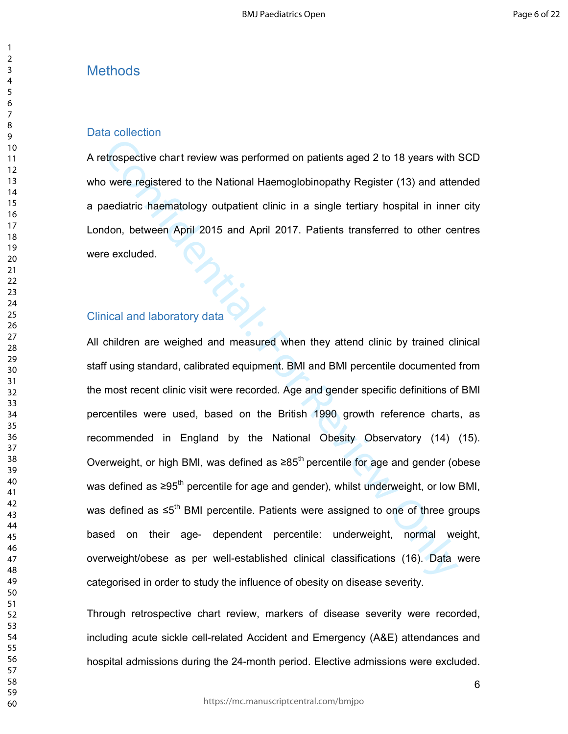## Methods

### Data collection

A retrospective chart review was performed on patients aged 2 to 18 years with SCD who were registered to the National Haemoglobinopathy Register (13) and attended a paediatric haematology outpatient clinic in a single tertiary hospital in inner city London, between April 2015 and April 2017. Patients transferred to other centres were excluded.

### Clinical and laboratory data

All children are weighed and measured when they attend clinic by trained clinical staff using standard, calibrated equipment. BMI and BMI percentile documented from the most recent clinic visit were recorded. Age and gender specific definitions of BMI percentiles were used, based on the British 1990 growth reference charts, as recommended in England by the National Obesity Observatory (14) (15). Overweight, or high BMI, was defined as ≥85$^{th}$ percentile for age and gender (obese was defined as ≥95$^{th}$ percentile for age and gender), whilst underweight, or low BMI, was defined as ≤5$^{th}$ BMI percentile. Patients were assigned to one of three groups based on their age- dependent percentile: underweight, normal weight, overweight/obese as per well-established clinical classifications (16). Data were categorised in order to study the influence of obesity on disease severity.

Through retrospective chart review, markers of disease severity were recorded, including acute sickle cell-related Accident and Emergency (A&E) attendances and hospital admissions during the 24-month period. Elective admissions were excluded.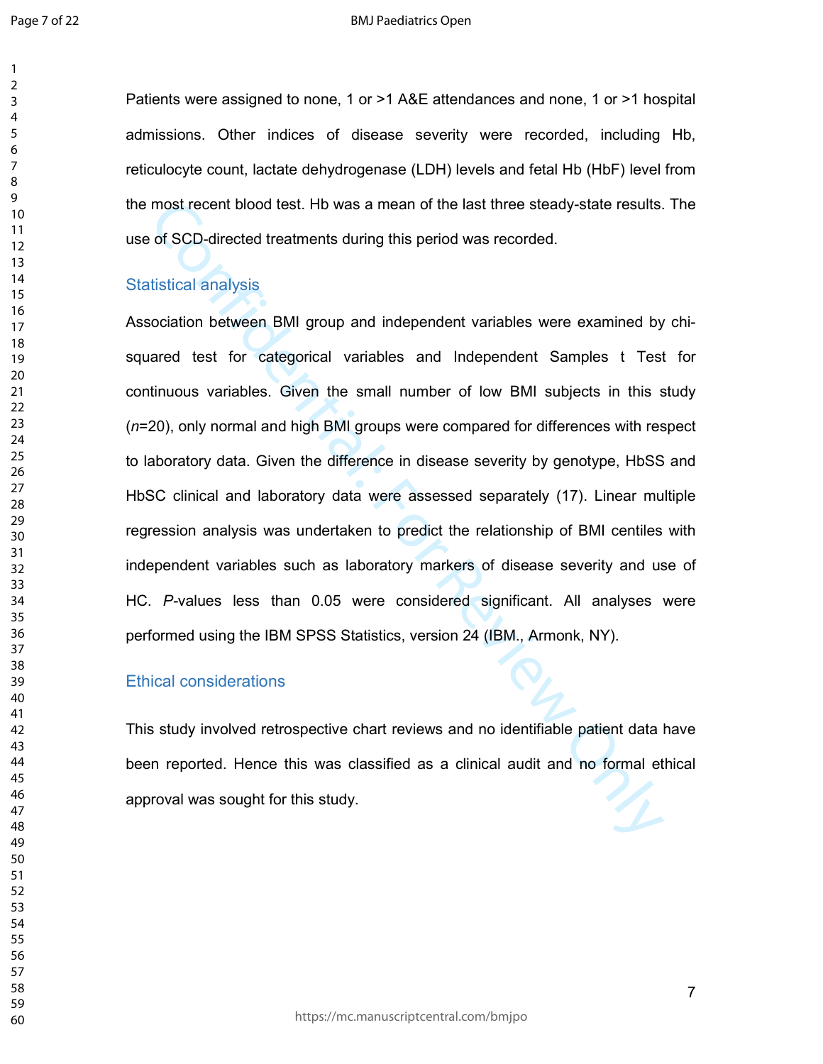Patients were assigned to none, 1 or >1 A&E attendances and none, 1 or >1 hospital admissions. Other indices of disease severity were recorded, including Hb, reticulocyte count, lactate dehydrogenase (LDH) levels and fetal Hb (HbF) level from the most recent blood test. Hb was a mean of the last three steady-state results. The use of SCD-directed treatments during this period was recorded.

## Statistical analysis

Association between BMI group and independent variables were examined by chi-squared test for categorical variables and Independent Samples t Test for continuous variables. Given the small number of low BMI subjects in this study (*n*=20), only normal and high BMI groups were compared for differences with respect to laboratory data. Given the difference in disease severity by genotype, HbSS and HbSC clinical and laboratory data were assessed separately (17). Linear multiple regression analysis was undertaken to predict the relationship of BMI centiles with independent variables such as laboratory markers of disease severity and use of HC. *P*-values less than 0.05 were considered significant. All analyses were performed using the IBM SPSS Statistics, version 24 (IBM., Armonk, NY).

## Ethical considerations

This study involved retrospective chart reviews and no identifiable patient data have been reported. Hence this was classified as a clinical audit and no formal ethical approval was sought for this study.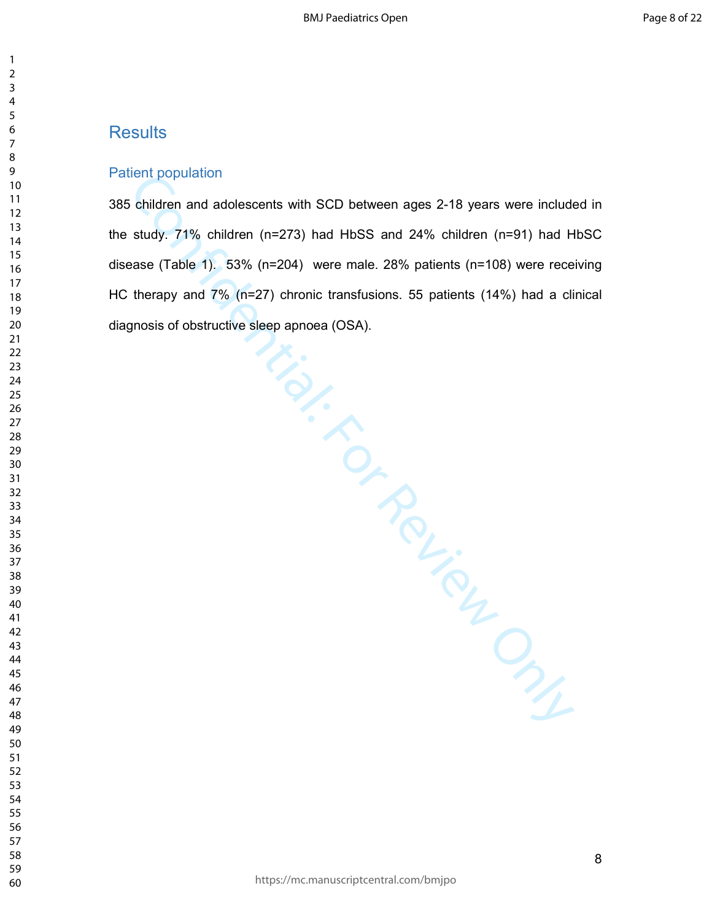## Results

### Patient population

385 children and adolescents with SCD between ages 2-18 years were included in the study. 71% children (n=273) had HbSS and 24% children (n=91) had HbSC disease (Table 1). 53% (n=204) were male. 28% patients (n=108) were receiving HC therapy and 7% (n=27) chronic transfusions. 55 patients (14%) had a clinical diagnosis of obstructive sleep apnoea (OSA).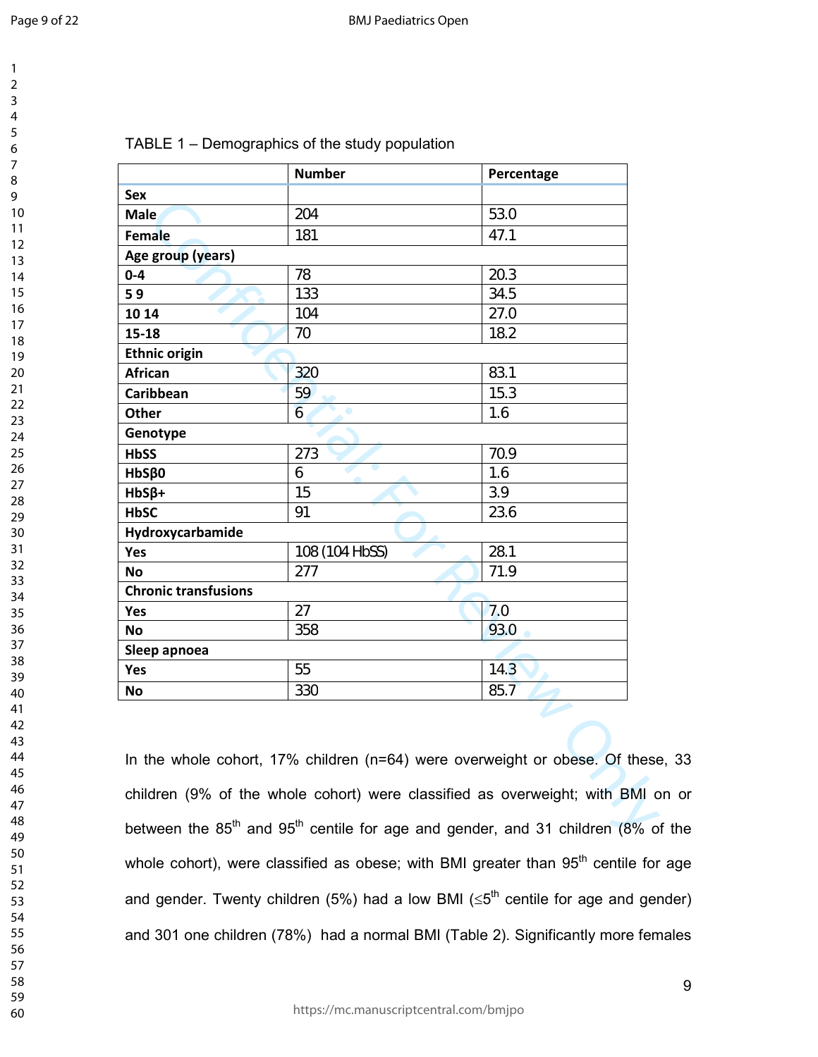TABLE 1 – Demographics of the study population

| | Number | Percentage |
|---|---|---|
| **Sex** | | |
| **Male** | 204 | 53.0 |
| **Female** | 181 | 47.1 |
| **Age group (years)** | | |
| **0-4** | 78 | 20.3 |
| **5 9** | 133 | 34.5 |
| **10 14** | 104 | 27.0 |
| **15-18** | 70 | 18.2 |
| **Ethnic origin** | | |
| **African** | 320 | 83.1 |
| **Caribbean** | 59 | 15.3 |
| **Other** | 6 | 1.6 |
| **Genotype** | | |
| **HbSS** | 273 | 70.9 |
| **HbSβ0** | 6 | 1.6 |
| **HbSβ+** | 15 | 3.9 |
| **HbSC** | 91 | 23.6 |
| **Hydroxycarbamide** | | |
| **Yes** | 108 (104 HbSS) | 28.1 |
| **No** | 277 | 71.9 |
| **Chronic transfusions** | | |
| **Yes** | 27 | 7.0 |
| **No** | 358 | 93.0 |
| **Sleep apnoea** | | |
| **Yes** | 55 | 14.3 |
| **No** | 330 | 85.7 |

In the whole cohort, 17% children (n=64) were overweight or obese. Of these, 33 children (9% of the whole cohort) were classified as overweight; with BMI on or between the 85th and 95th centile for age and gender, and 31 children (8% of the whole cohort), were classified as obese; with BMI greater than 95th centile for age and gender. Twenty children (5%) had a low BMI (≤5th centile for age and gender) and 301 one children (78%) had a normal BMI (Table 2). Significantly more females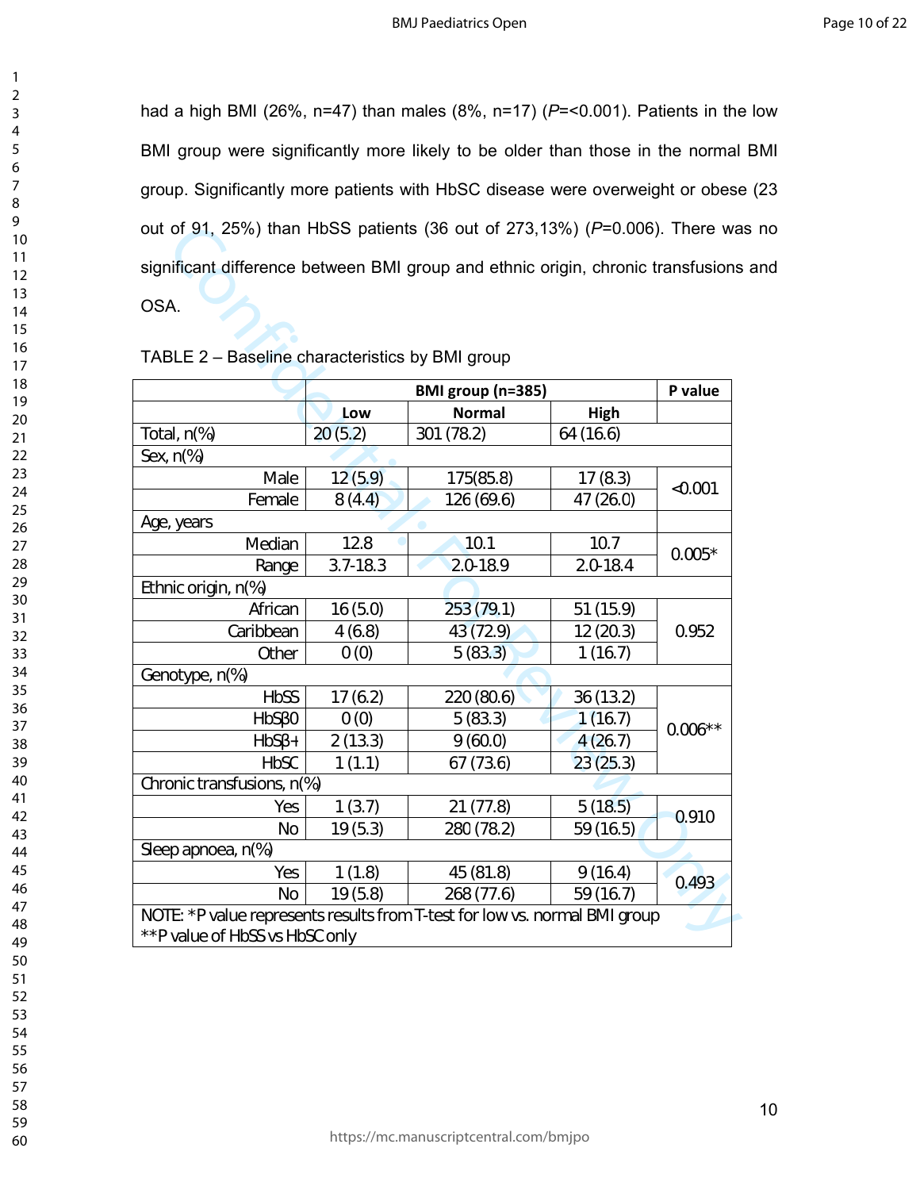had a high BMI (26%, n=47) than males (8%, n=17) (*P*=<0.001). Patients in the low BMI group were significantly more likely to be older than those in the normal BMI group. Significantly more patients with HbSC disease were overweight or obese (23 out of 91, 25%) than HbSS patients (36 out of 273,13%) (*P*=0.006). There was no significant difference between BMI group and ethnic origin, chronic transfusions and OSA.

TABLE 2 – Baseline characteristics by BMI group

| | BMI group (n=385) | | | P value |
|---|---|---|---|---|
| | **Low** | **Normal** | **High** | |
| Total, n(%) | 20 (5.2) | 301 (78.2) | 64 (16.6) | |
| Sex, n(%) | | | | |
| Male | 12 (5.9) | 175(85.8) | 17 (8.3) | <0.001 |
| Female | 8 (4.4) | 126 (69.6) | 47 (26.0) | |
| Age, years | | | | |
| Median | 12.8 | 10.1 | 10.7 | 0.005* |
| Range | 3.7-18.3 | 2.0-18.9 | 2.0-18.4 | |
| Ethnic origin, n(%) | | | | |
| African | 16 (5.0) | 253 (79.1) | 51 (15.9) | 0.952 |
| Caribbean | 4 (6.8) | 43 (72.9) | 12 (20.3) | |
| Other | 0 (0) | 5 (83.3) | 1 (16.7) | |
| Genotype, n(%) | | | | |
| HbSS | 17 (6.2) | 220 (80.6) | 36 (13.2) | 0.006** |
| HbSβ0 | 0 (0) | 5 (83.3) | 1 (16.7) | |
| HbSβ+ | 2 (13.3) | 9 (60.0) | 4 (26.7) | |
| HbSC | 1 (1.1) | 67 (73.6) | 23 (25.3) | |
| Chronic transfusions, n(%) | | | | |
| Yes | 1 (3.7) | 21 (77.8) | 5 (18.5) | 0.910 |
| No | 19 (5.3) | 280 (78.2) | 59 (16.5) | |
| Sleep apnoea, n(%) | | | | |
| Yes | 1 (1.8) | 45 (81.8) | 9 (16.4) | 0.493 |
| No | 19 (5.8) | 268 (77.6) | 59 (16.7) | |

NOTE: *P value represents results from T-test for low vs. normal BMI group
**P value of HbSS vs HbSC only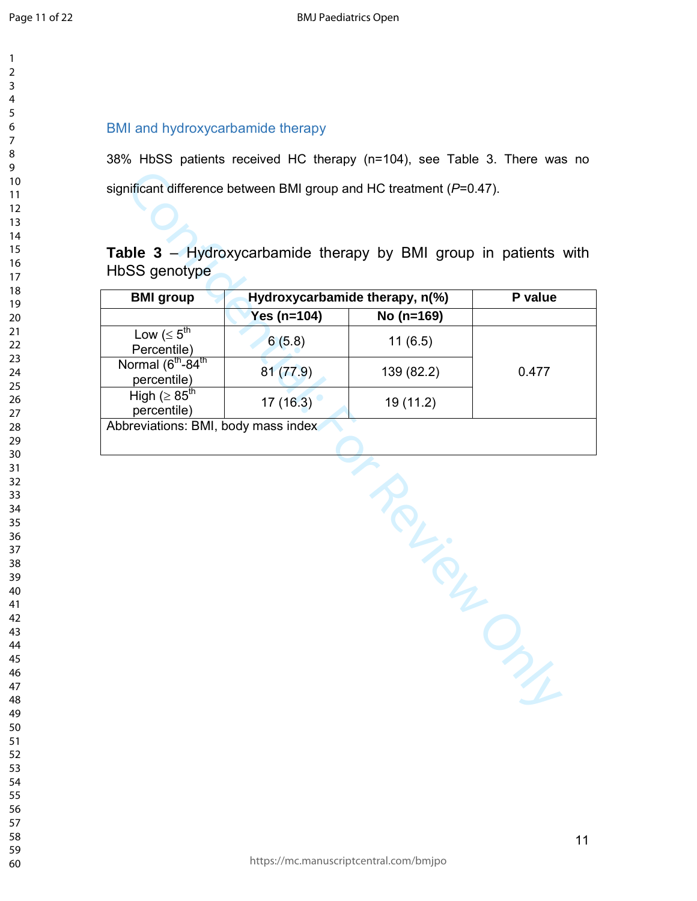## BMI and hydroxycarbamide therapy

38% HbSS patients received HC therapy (n=104), see Table 3. There was no significant difference between BMI group and HC treatment (*P*=0.47).

**Table 3** – Hydroxycarbamide therapy by BMI group in patients with HbSS genotype

| BMI group | Hydroxycarbamide therapy, n(%) | | P value |
|---|---|---|---|
| | **Yes (n=104)** | **No (n=169)** | |
| Low (≤ 5th Percentile) | 6 (5.8) | 11 (6.5) | 0.477 |
| Normal (6th-84th percentile) | 81 (77.9) | 139 (82.2) | |
| High (≥ 85th percentile) | 17 (16.3) | 19 (11.2) | |
| Abbreviations: BMI, body mass index | | | |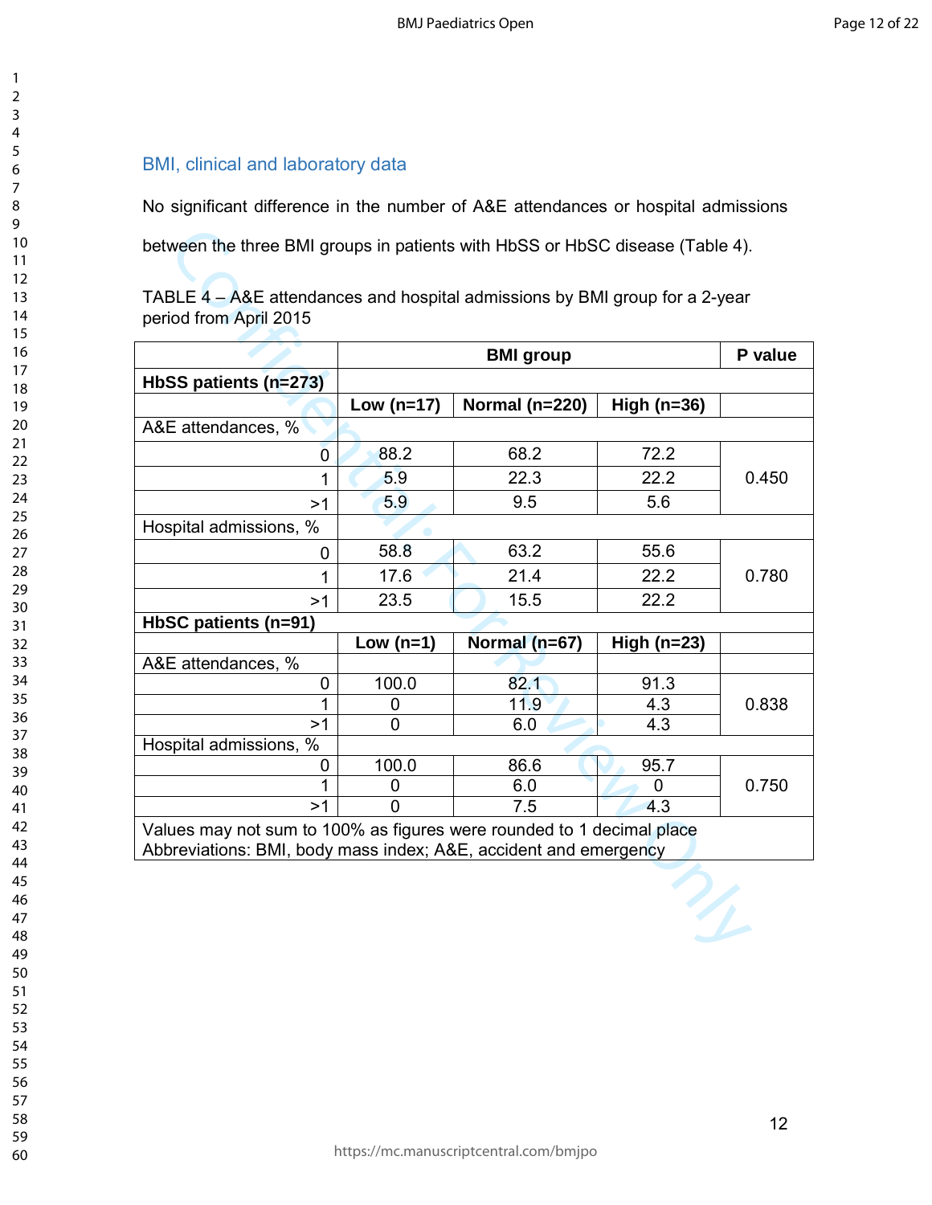## BMI, clinical and laboratory data

No significant difference in the number of A&E attendances or hospital admissions between the three BMI groups in patients with HbSS or HbSC disease (Table 4).

TABLE 4 – A&E attendances and hospital admissions by BMI group for a 2-year period from April 2015

| | BMI group | | | P value |
|---|---|---|---|---|
| **HbSS patients (n=273)** | | | | |
| | **Low (n=17)** | **Normal (n=220)** | **High (n=36)** | |
| A&E attendances, % | | | | |
| 0 | 88.2 | 68.2 | 72.2 | 0.450 |
| 1 | 5.9 | 22.3 | 22.2 | |
| >1 | 5.9 | 9.5 | 5.6 | |
| Hospital admissions, % | | | | |
| 0 | 58.8 | 63.2 | 55.6 | 0.780 |
| 1 | 17.6 | 21.4 | 22.2 | |
| >1 | 23.5 | 15.5 | 22.2 | |
| **HbSC patients (n=91)** | | | | |
| | **Low (n=1)** | **Normal (n=67)** | **High (n=23)** | |
| A&E attendances, % | | | | |
| 0 | 100.0 | 82.1 | 91.3 | 0.838 |
| 1 | 0 | 11.9 | 4.3 | |
| >1 | 0 | 6.0 | 4.3 | |
| Hospital admissions, % | | | | |
| 0 | 100.0 | 86.6 | 95.7 | 0.750 |
| 1 | 0 | 6.0 | 0 | |
| >1 | 0 | 7.5 | 4.3 | |

Values may not sum to 100% as figures were rounded to 1 decimal place
Abbreviations: BMI, body mass index; A&E, accident and emergency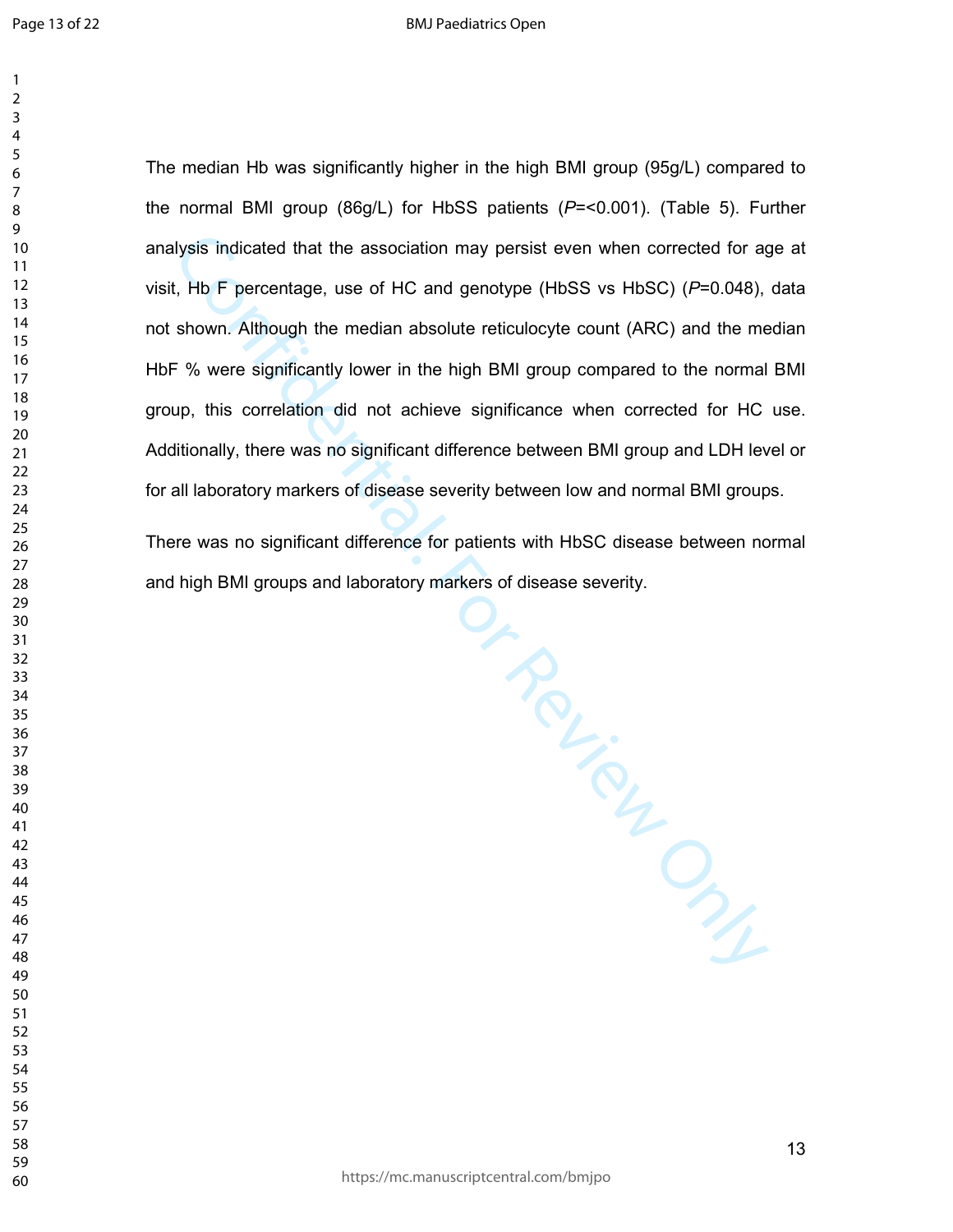The median Hb was significantly higher in the high BMI group (95g/L) compared to the normal BMI group (86g/L) for HbSS patients (*P*=<0.001). (Table 5). Further analysis indicated that the association may persist even when corrected for age at visit, Hb F percentage, use of HC and genotype (HbSS vs HbSC) (*P*=0.048), data not shown. Although the median absolute reticulocyte count (ARC) and the median HbF % were significantly lower in the high BMI group compared to the normal BMI group, this correlation did not achieve significance when corrected for HC use. Additionally, there was no significant difference between BMI group and LDH level or for all laboratory markers of disease severity between low and normal BMI groups.

There was no significant difference for patients with HbSC disease between normal and high BMI groups and laboratory markers of disease severity.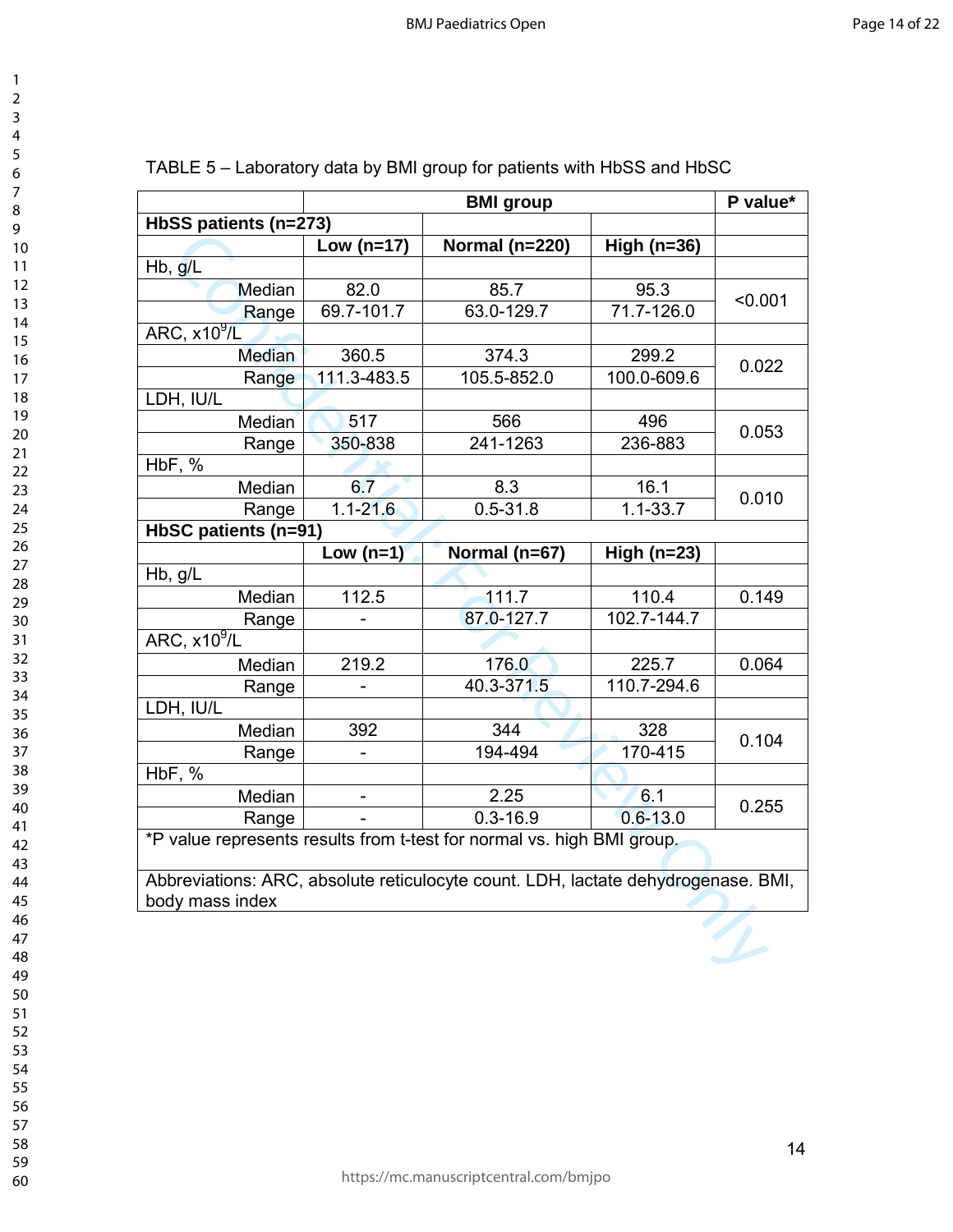TABLE 5 – Laboratory data by BMI group for patients with HbSS and HbSC

| | BMI group | | | P value* |
|---|---|---|---|---|
| **HbSS patients (n=273)** | | | | |
| | **Low (n=17)** | **Normal (n=220)** | **High (n=36)** | |
| Hb, g/L | | | | |
| Median | 82.0 | 85.7 | 95.3 | <0.001 |
| Range | 69.7-101.7 | 63.0-129.7 | 71.7-126.0 | |
| ARC, $x10^9$/L | | | | |
| Median | 360.5 | 374.3 | 299.2 | 0.022 |
| Range | 111.3-483.5 | 105.5-852.0 | 100.0-609.6 | |
| LDH, IU/L | | | | |
| Median | 517 | 566 | 496 | 0.053 |
| Range | 350-838 | 241-1263 | 236-883 | |
| HbF, % | | | | |
| Median | 6.7 | 8.3 | 16.1 | 0.010 |
| Range | 1.1-21.6 | 0.5-31.8 | 1.1-33.7 | |
| **HbSC patients (n=91)** | | | | |
| | **Low (n=1)** | **Normal (n=67)** | **High (n=23)** | |
| Hb, g/L | | | | |
| Median | 112.5 | 111.7 | 110.4 | 0.149 |
| Range | - | 87.0-127.7 | 102.7-144.7 | |
| ARC, $x10^9$/L | | | | |
| Median | 219.2 | 176.0 | 225.7 | 0.064 |
| Range | - | 40.3-371.5 | 110.7-294.6 | |
| LDH, IU/L | | | | |
| Median | 392 | 344 | 328 | 0.104 |
| Range | - | 194-494 | 170-415 | |
| HbF, % | | | | |
| Median | - | 2.25 | 6.1 | 0.255 |
| Range | - | 0.3-16.9 | 0.6-13.0 | |

*P value represents results from t-test for normal vs. high BMI group.

Abbreviations: ARC, absolute reticulocyte count. LDH, lactate dehydrogenase. BMI, body mass index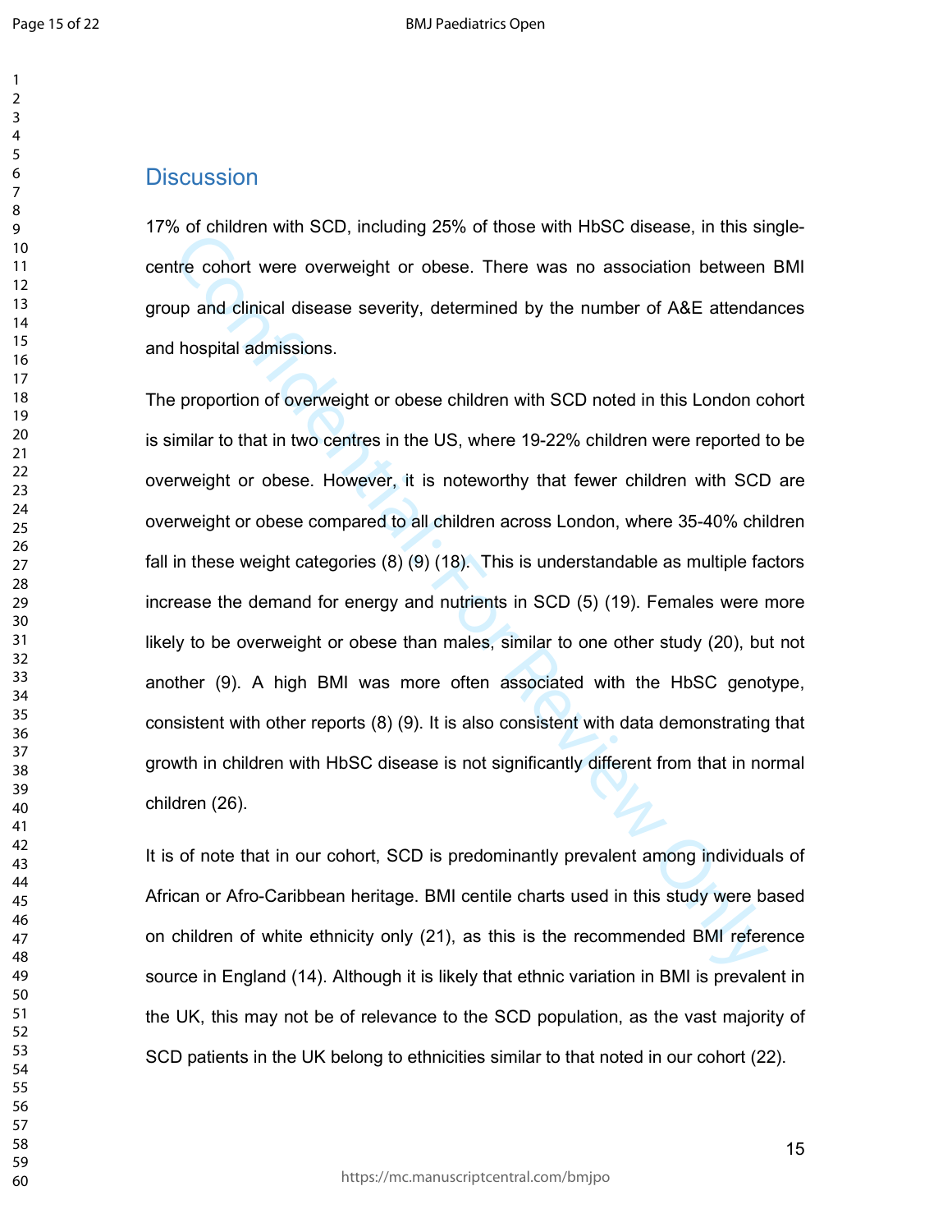## Discussion

17% of children with SCD, including 25% of those with HbSC disease, in this single-centre cohort were overweight or obese. There was no association between BMI group and clinical disease severity, determined by the number of A&E attendances and hospital admissions.

The proportion of overweight or obese children with SCD noted in this London cohort is similar to that in two centres in the US, where 19-22% children were reported to be overweight or obese. However, it is noteworthy that fewer children with SCD are overweight or obese compared to all children across London, where 35-40% children fall in these weight categories (8) (9) (18). This is understandable as multiple factors increase the demand for energy and nutrients in SCD (5) (19). Females were more likely to be overweight or obese than males, similar to one other study (20), but not another (9). A high BMI was more often associated with the HbSC genotype, consistent with other reports (8) (9). It is also consistent with data demonstrating that growth in children with HbSC disease is not significantly different from that in normal children (26).

It is of note that in our cohort, SCD is predominantly prevalent among individuals of African or Afro-Caribbean heritage. BMI centile charts used in this study were based on children of white ethnicity only (21), as this is the recommended BMI reference source in England (14). Although it is likely that ethnic variation in BMI is prevalent in the UK, this may not be of relevance to the SCD population, as the vast majority of SCD patients in the UK belong to ethnicities similar to that noted in our cohort (22).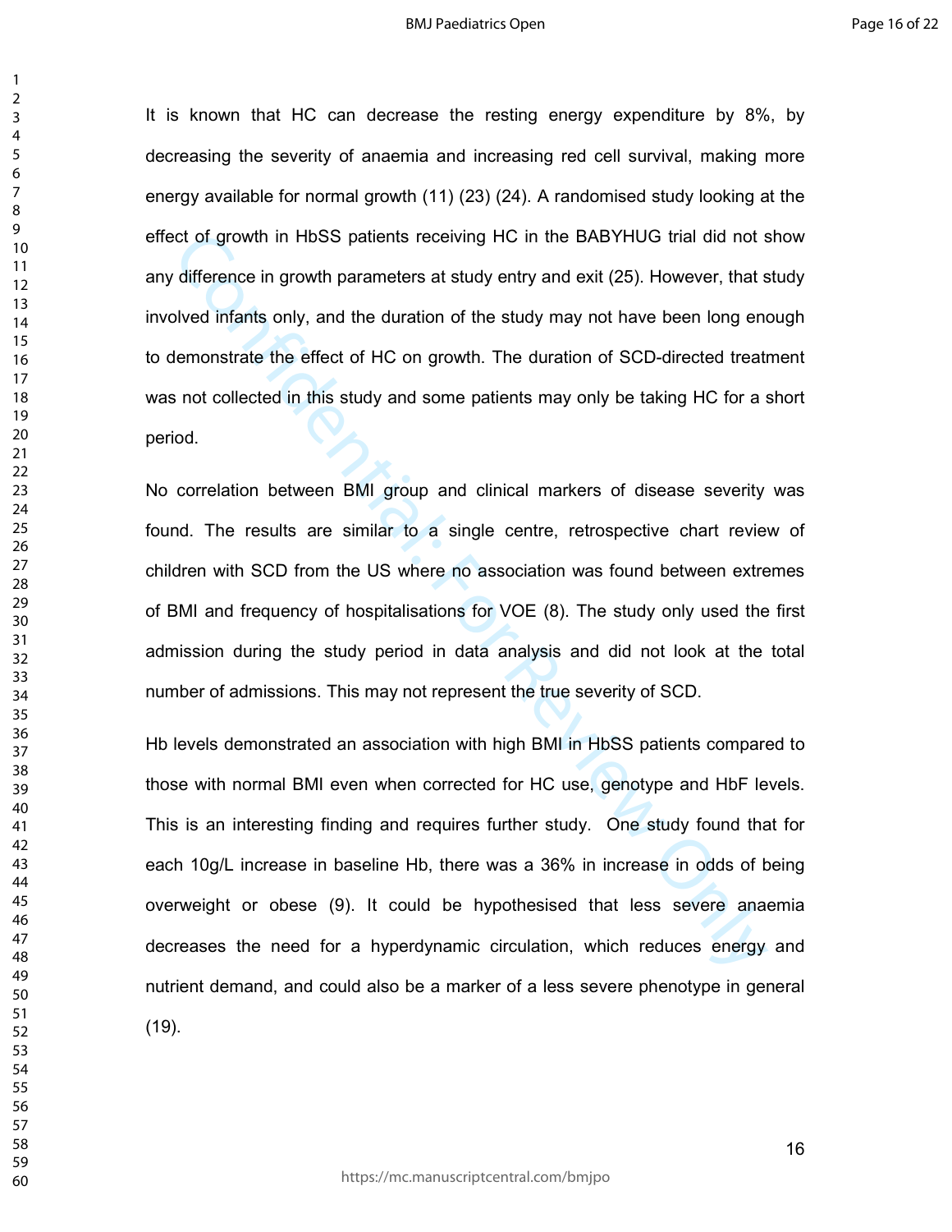It is known that HC can decrease the resting energy expenditure by 8%, by decreasing the severity of anaemia and increasing red cell survival, making more energy available for normal growth (11) (23) (24). A randomised study looking at the effect of growth in HbSS patients receiving HC in the BABYHUG trial did not show any difference in growth parameters at study entry and exit (25). However, that study involved infants only, and the duration of the study may not have been long enough to demonstrate the effect of HC on growth. The duration of SCD-directed treatment was not collected in this study and some patients may only be taking HC for a short period.

No correlation between BMI group and clinical markers of disease severity was found. The results are similar to a single centre, retrospective chart review of children with SCD from the US where no association was found between extremes of BMI and frequency of hospitalisations for VOE (8). The study only used the first admission during the study period in data analysis and did not look at the total number of admissions. This may not represent the true severity of SCD.

Hb levels demonstrated an association with high BMI in HbSS patients compared to those with normal BMI even when corrected for HC use, genotype and HbF levels. This is an interesting finding and requires further study. One study found that for each 10g/L increase in baseline Hb, there was a 36% in increase in odds of being overweight or obese (9). It could be hypothesised that less severe anaemia decreases the need for a hyperdynamic circulation, which reduces energy and nutrient demand, and could also be a marker of a less severe phenotype in general (19).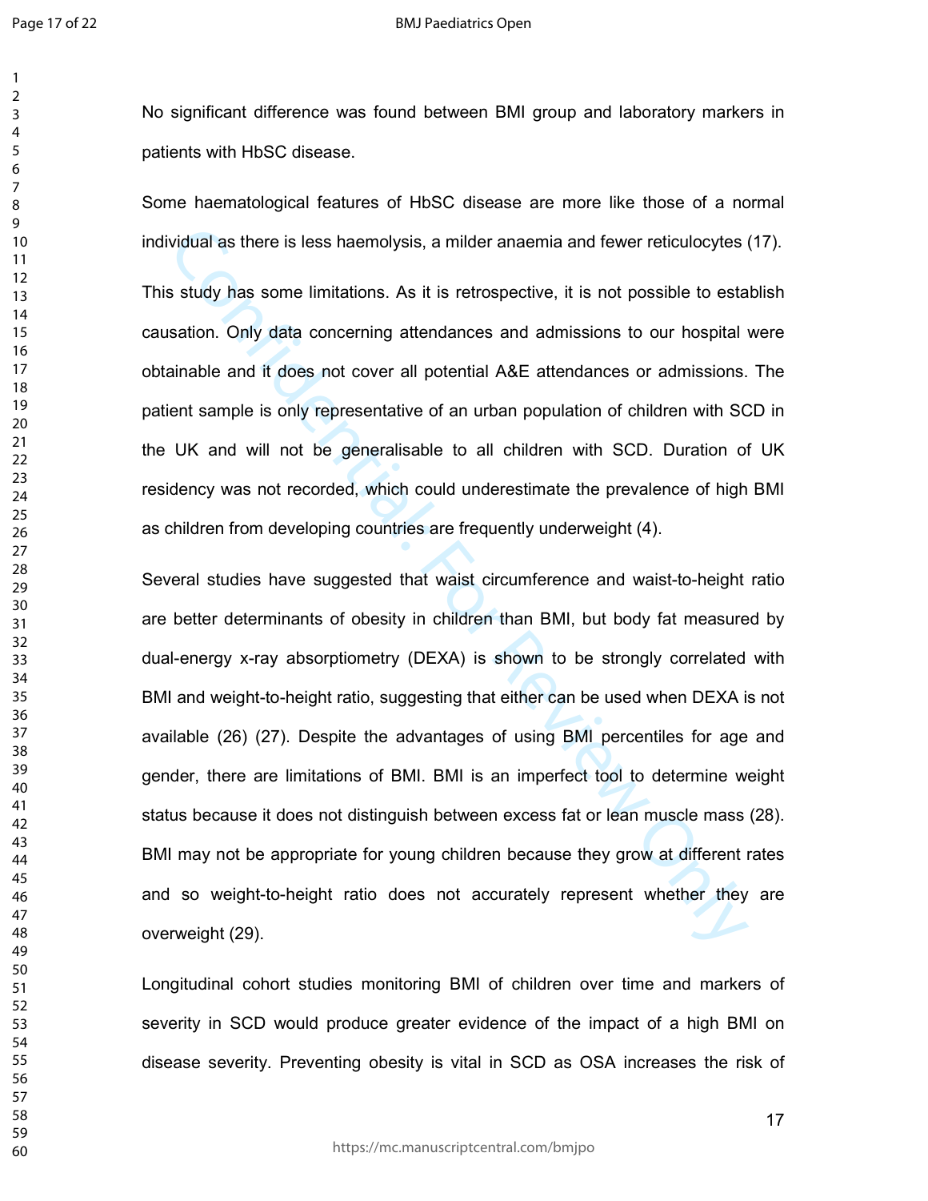No significant difference was found between BMI group and laboratory markers in patients with HbSC disease.

Some haematological features of HbSC disease are more like those of a normal individual as there is less haemolysis, a milder anaemia and fewer reticulocytes (17).

This study has some limitations. As it is retrospective, it is not possible to establish causation. Only data concerning attendances and admissions to our hospital were obtainable and it does not cover all potential A&E attendances or admissions. The patient sample is only representative of an urban population of children with SCD in the UK and will not be generalisable to all children with SCD. Duration of UK residency was not recorded, which could underestimate the prevalence of high BMI as children from developing countries are frequently underweight (4).

Several studies have suggested that waist circumference and waist-to-height ratio are better determinants of obesity in children than BMI, but body fat measured by dual-energy x-ray absorptiometry (DEXA) is shown to be strongly correlated with BMI and weight-to-height ratio, suggesting that either can be used when DEXA is not available (26) (27). Despite the advantages of using BMI percentiles for age and gender, there are limitations of BMI. BMI is an imperfect tool to determine weight status because it does not distinguish between excess fat or lean muscle mass (28). BMI may not be appropriate for young children because they grow at different rates and so weight-to-height ratio does not accurately represent whether they are overweight (29).

Longitudinal cohort studies monitoring BMI of children over time and markers of severity in SCD would produce greater evidence of the impact of a high BMI on disease severity. Preventing obesity is vital in SCD as OSA increases the risk of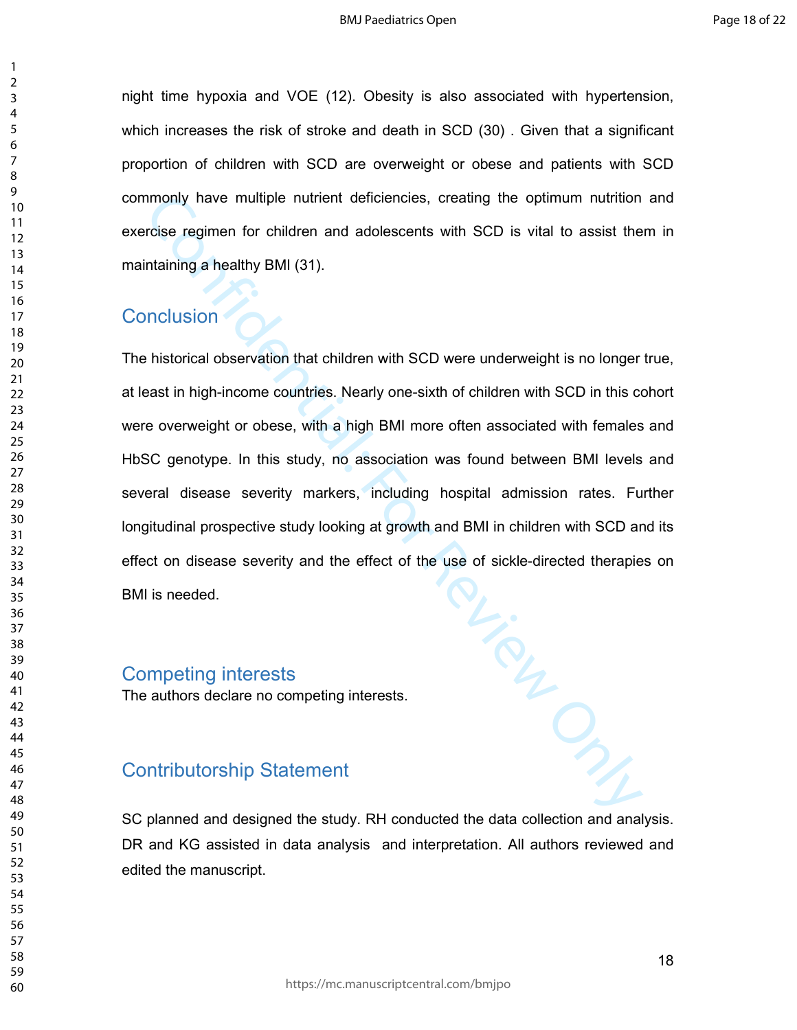night time hypoxia and VOE (12). Obesity is also associated with hypertension, which increases the risk of stroke and death in SCD (30) . Given that a significant proportion of children with SCD are overweight or obese and patients with SCD commonly have multiple nutrient deficiencies, creating the optimum nutrition and exercise regimen for children and adolescents with SCD is vital to assist them in maintaining a healthy BMI (31).

## Conclusion

The historical observation that children with SCD were underweight is no longer true, at least in high-income countries. Nearly one-sixth of children with SCD in this cohort were overweight or obese, with a high BMI more often associated with females and HbSC genotype. In this study, no association was found between BMI levels and several disease severity markers, including hospital admission rates. Further longitudinal prospective study looking at growth and BMI in children with SCD and its effect on disease severity and the effect of the use of sickle-directed therapies on BMI is needed.

## Competing interests

The authors declare no competing interests.

## Contributorship Statement

SC planned and designed the study. RH conducted the data collection and analysis. DR and KG assisted in data analysis and interpretation. All authors reviewed and edited the manuscript.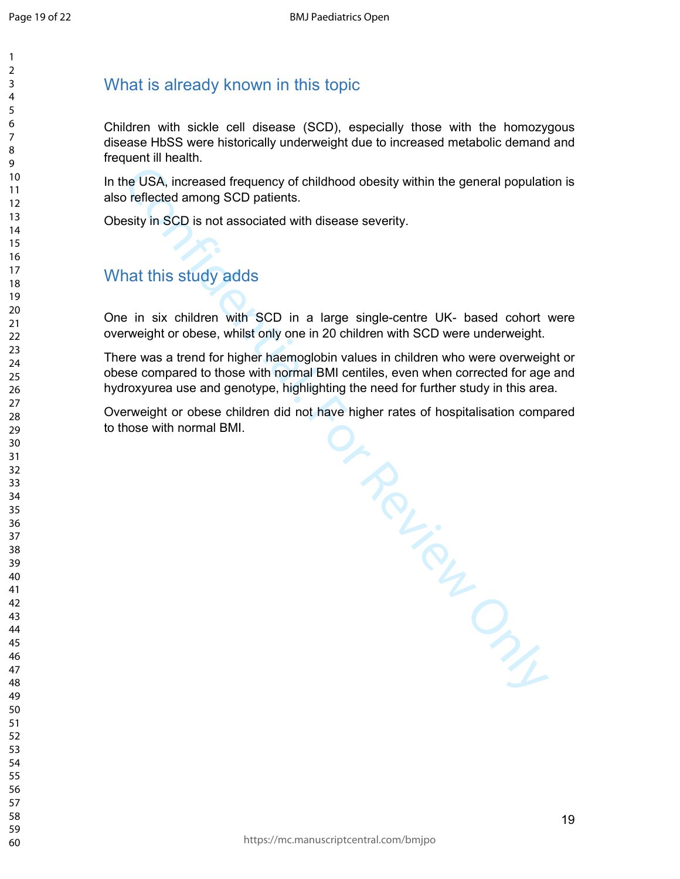## What is already known in this topic

Children with sickle cell disease (SCD), especially those with the homozygous disease HbSS were historically underweight due to increased metabolic demand and frequent ill health.

In the USA, increased frequency of childhood obesity within the general population is also reflected among SCD patients.

Obesity in SCD is not associated with disease severity.

## What this study adds

One in six children with SCD in a large single-centre UK- based cohort were overweight or obese, whilst only one in 20 children with SCD were underweight.

There was a trend for higher haemoglobin values in children who were overweight or obese compared to those with normal BMI centiles, even when corrected for age and hydroxyurea use and genotype, highlighting the need for further study in this area.

Overweight or obese children did not have higher rates of hospitalisation compared to those with normal BMI.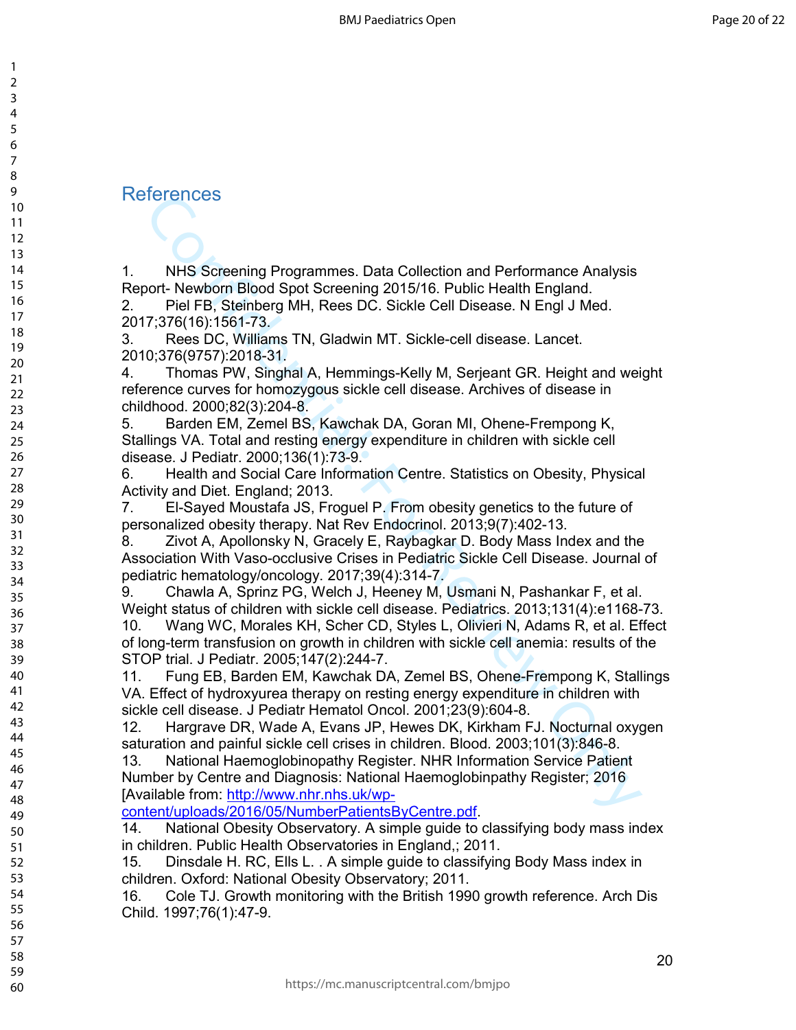## References

1. NHS Screening Programmes. Data Collection and Performance Analysis Report- Newborn Blood Spot Screening 2015/16. Public Health England.
2. Piel FB, Steinberg MH, Rees DC. Sickle Cell Disease. N Engl J Med. 2017;376(16):1561-73.
3. Rees DC, Williams TN, Gladwin MT. Sickle-cell disease. Lancet. 2010;376(9757):2018-31.
4. Thomas PW, Singhal A, Hemmings-Kelly M, Serjeant GR. Height and weight reference curves for homozygous sickle cell disease. Archives of disease in childhood. 2000;82(3):204-8.
5. Barden EM, Zemel BS, Kawchak DA, Goran MI, Ohene-Frempong K, Stallings VA. Total and resting energy expenditure in children with sickle cell disease. J Pediatr. 2000;136(1):73-9.
6. Health and Social Care Information Centre. Statistics on Obesity, Physical Activity and Diet. England; 2013.
7. El-Sayed Moustafa JS, Froguel P. From obesity genetics to the future of personalized obesity therapy. Nat Rev Endocrinol. 2013;9(7):402-13.
8. Zivot A, Apollonsky N, Gracely E, Raybagkar D. Body Mass Index and the Association With Vaso-occlusive Crises in Pediatric Sickle Cell Disease. Journal of pediatric hematology/oncology. 2017;39(4):314-7.
9. Chawla A, Sprinz PG, Welch J, Heeney M, Usmani N, Pashankar F, et al. Weight status of children with sickle cell disease. Pediatrics. 2013;131(4):e1168-73.
10. Wang WC, Morales KH, Scher CD, Styles L, Olivieri N, Adams R, et al. Effect of long-term transfusion on growth in children with sickle cell anemia: results of the STOP trial. J Pediatr. 2005;147(2):244-7.
11. Fung EB, Barden EM, Kawchak DA, Zemel BS, Ohene-Frempong K, Stallings VA. Effect of hydroxyurea therapy on resting energy expenditure in children with sickle cell disease. J Pediatr Hematol Oncol. 2001;23(9):604-8.
12. Hargrave DR, Wade A, Evans JP, Hewes DK, Kirkham FJ. Nocturnal oxygen saturation and painful sickle cell crises in children. Blood. 2003;101(3):846-8.
13. National Haemoglobinopathy Register. NHR Information Service Patient Number by Centre and Diagnosis: National Haemoglobinpathy Register; 2016 [Available from: http://www.nhr.nhs.uk/wp-content/uploads/2016/05/NumberPatientsByCentre.pdf.
14. National Obesity Observatory. A simple guide to classifying body mass index in children. Public Health Observatories in England,; 2011.
15. Dinsdale H. RC, Ells L. . A simple guide to classifying Body Mass index in children. Oxford: National Obesity Observatory; 2011.
16. Cole TJ. Growth monitoring with the British 1990 growth reference. Arch Dis Child. 1997;76(1):47-9.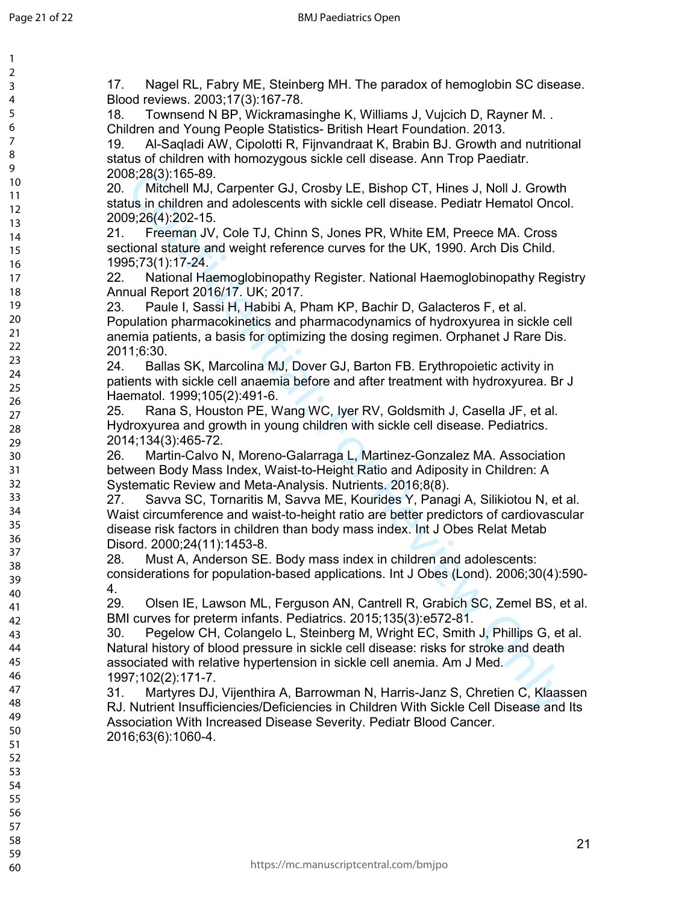17. Nagel RL, Fabry ME, Steinberg MH. The paradox of hemoglobin SC disease. Blood reviews. 2003;17(3):167-78.

18. Townsend N BP, Wickramasinghe K, Williams J, Vujcich D, Rayner M. . Children and Young People Statistics- British Heart Foundation. 2013.

19. Al-Saqladi AW, Cipolotti R, Fijnvandraat K, Brabin BJ. Growth and nutritional status of children with homozygous sickle cell disease. Ann Trop Paediatr. 2008;28(3):165-89.

20. Mitchell MJ, Carpenter GJ, Crosby LE, Bishop CT, Hines J, Noll J. Growth status in children and adolescents with sickle cell disease. Pediatr Hematol Oncol. 2009;26(4):202-15.

21. Freeman JV, Cole TJ, Chinn S, Jones PR, White EM, Preece MA. Cross sectional stature and weight reference curves for the UK, 1990. Arch Dis Child. 1995;73(1):17-24.

22. National Haemoglobinopathy Register. National Haemoglobinopathy Registry Annual Report 2016/17. UK; 2017.

23. Paule I, Sassi H, Habibi A, Pham KP, Bachir D, Galacteros F, et al. Population pharmacokinetics and pharmacodynamics of hydroxyurea in sickle cell anemia patients, a basis for optimizing the dosing regimen. Orphanet J Rare Dis. 2011;6:30.

24. Ballas SK, Marcolina MJ, Dover GJ, Barton FB. Erythropoietic activity in patients with sickle cell anaemia before and after treatment with hydroxyurea. Br J Haematol. 1999;105(2):491-6.

25. Rana S, Houston PE, Wang WC, Iyer RV, Goldsmith J, Casella JF, et al. Hydroxyurea and growth in young children with sickle cell disease. Pediatrics. 2014;134(3):465-72.

26. Martin-Calvo N, Moreno-Galarraga L, Martinez-Gonzalez MA. Association between Body Mass Index, Waist-to-Height Ratio and Adiposity in Children: A Systematic Review and Meta-Analysis. Nutrients. 2016;8(8).

27. Savva SC, Tornaritis M, Savva ME, Kourides Y, Panagi A, Silikiotou N, et al. Waist circumference and waist-to-height ratio are better predictors of cardiovascular disease risk factors in children than body mass index. Int J Obes Relat Metab Disord. 2000;24(11):1453-8.

28. Must A, Anderson SE. Body mass index in children and adolescents: considerations for population-based applications. Int J Obes (Lond). 2006;30(4):590-4.

29. Olsen IE, Lawson ML, Ferguson AN, Cantrell R, Grabich SC, Zemel BS, et al. BMI curves for preterm infants. Pediatrics. 2015;135(3):e572-81.

30. Pegelow CH, Colangelo L, Steinberg M, Wright EC, Smith J, Phillips G, et al. Natural history of blood pressure in sickle cell disease: risks for stroke and death associated with relative hypertension in sickle cell anemia. Am J Med. 1997;102(2):171-7.

31. Martyres DJ, Vijenthira A, Barrowman N, Harris-Janz S, Chretien C, Klaassen RJ. Nutrient Insufficiencies/Deficiencies in Children With Sickle Cell Disease and Its Association With Increased Disease Severity. Pediatr Blood Cancer. 2016;63(6):1060-4.